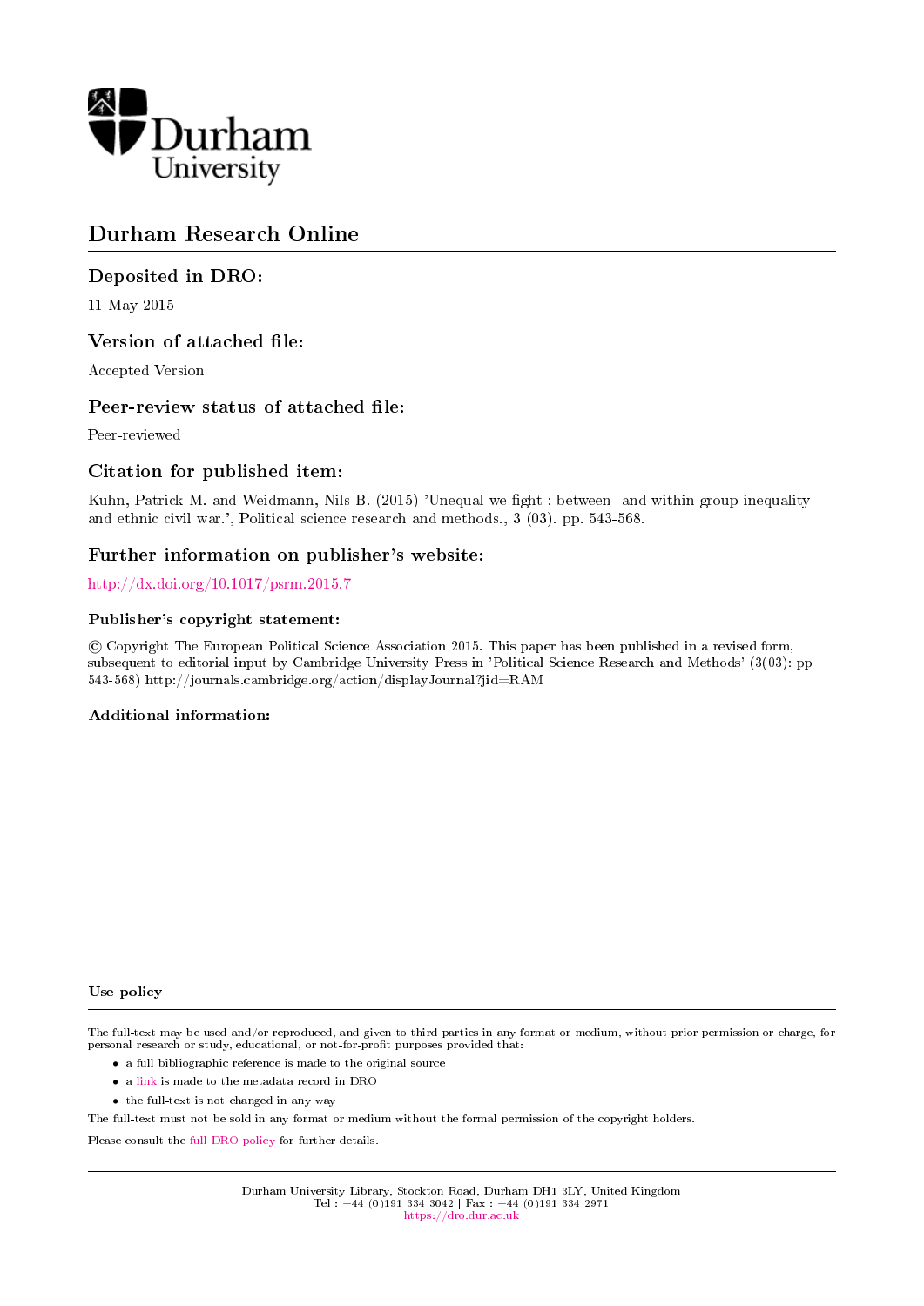Durham University

# Durham Research Online

## Deposited in DRO:

11 May 2015

## Version of attached file:

Accepted Version

## Peer-review status of attached file:

Peer-reviewed

## Citation for published item:

Kuhn, Patrick M. and Weidmann, Nils B. (2015) 'Unequal we fight : between- and within-group inequality and ethnic civil war.', Political science research and methods., 3 (03). pp. 543-568.

## Further information on publisher's website:

http://dx.doi.org/10.1017/psrm.2015.7

### Publisher's copyright statement:

© Copyright The European Political Science Association 2015. This paper has been published in a revised form, subsequent to editorial input by Cambridge University Press in 'Political Science Research and Methods' (3(03): pp 543-568) http://journals.cambridge.org/action/displayJournal?jid=RAM

### Additional information:

### Use policy

The full-text may be used and/or reproduced, and given to third parties in any format or medium, without prior permission or charge, for personal research or study, educational, or not-for-profit purposes provided that:

- a full bibliographic reference is made to the original source
- a link is made to the metadata record in DRO
- the full-text is not changed in any way

The full-text must not be sold in any format or medium without the formal permission of the copyright holders.

Please consult the full DRO policy for further details.

Durham University Library, Stockton Road, Durham DH1 3LY, United Kingdom
Tel : +44 (0)191 334 3042 | Fax : +44 (0)191 334 2971
https://dro.dur.ac.uk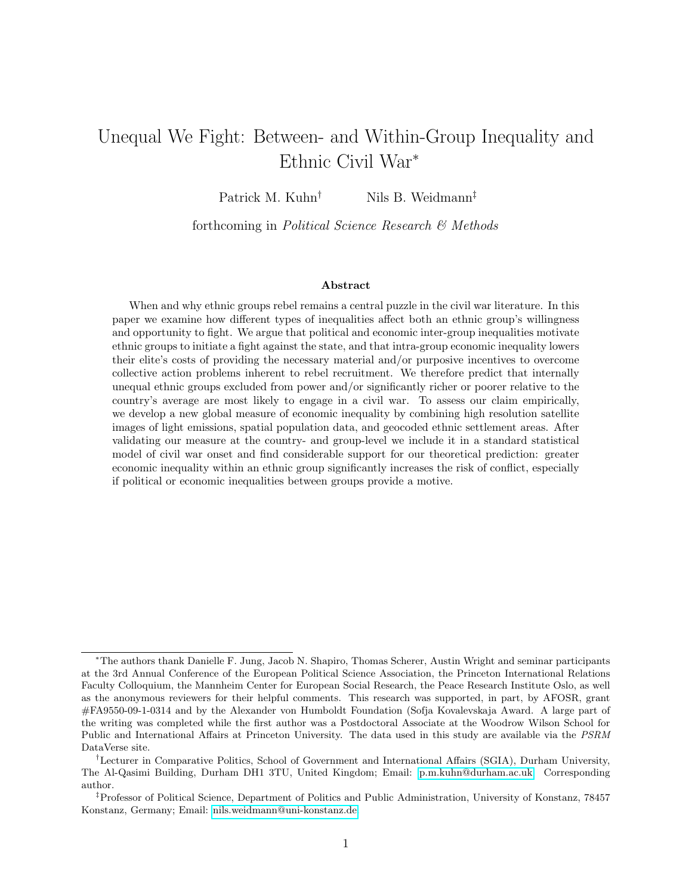# Unequal We Fight: Between- and Within-Group Inequality and Ethnic Civil War[*]

Patrick M. Kuhn[†] Nils B. Weidmann[‡]

forthcoming in *Political Science Research & Methods*

### Abstract

When and why ethnic groups rebel remains a central puzzle in the civil war literature. In this paper we examine how different types of inequalities affect both an ethnic group's willingness and opportunity to fight. We argue that political and economic inter-group inequalities motivate ethnic groups to initiate a fight against the state, and that intra-group economic inequality lowers their elite's costs of providing the necessary material and/or purposive incentives to overcome collective action problems inherent to rebel recruitment. We therefore predict that internally unequal ethnic groups excluded from power and/or significantly richer or poorer relative to the country's average are most likely to engage in a civil war. To assess our claim empirically, we develop a new global measure of economic inequality by combining high resolution satellite images of light emissions, spatial population data, and geocoded ethnic settlement areas. After validating our measure at the country- and group-level we include it in a standard statistical model of civil war onset and find considerable support for our theoretical prediction: greater economic inequality within an ethnic group significantly increases the risk of conflict, especially if political or economic inequalities between groups provide a motive.

---

[*] The authors thank Danielle F. Jung, Jacob N. Shapiro, Thomas Scherer, Austin Wright and seminar participants at the 3rd Annual Conference of the European Political Science Association, the Princeton International Relations Faculty Colloquium, the Mannheim Center for European Social Research, the Peace Research Institute Oslo, as well as the anonymous reviewers for their helpful comments. This research was supported, in part, by AFOSR, grant #FA9550-09-1-0314 and by the Alexander von Humboldt Foundation (Sofja Kovalevskaja Award. A large part of the writing was completed while the first author was a Postdoctoral Associate at the Woodrow Wilson School for Public and International Affairs at Princeton University. The data used in this study are available via the *PSRM* DataVerse site.

[†] Lecturer in Comparative Politics, School of Government and International Affairs (SGIA), Durham University, The Al-Qasimi Building, Durham DH1 3TU, United Kingdom; Email: p.m.kuhn@durham.ac.uk. Corresponding author.

[‡] Professor of Political Science, Department of Politics and Public Administration, University of Konstanz, 78457 Konstanz, Germany; Email: nils.weidmann@uni-konstanz.de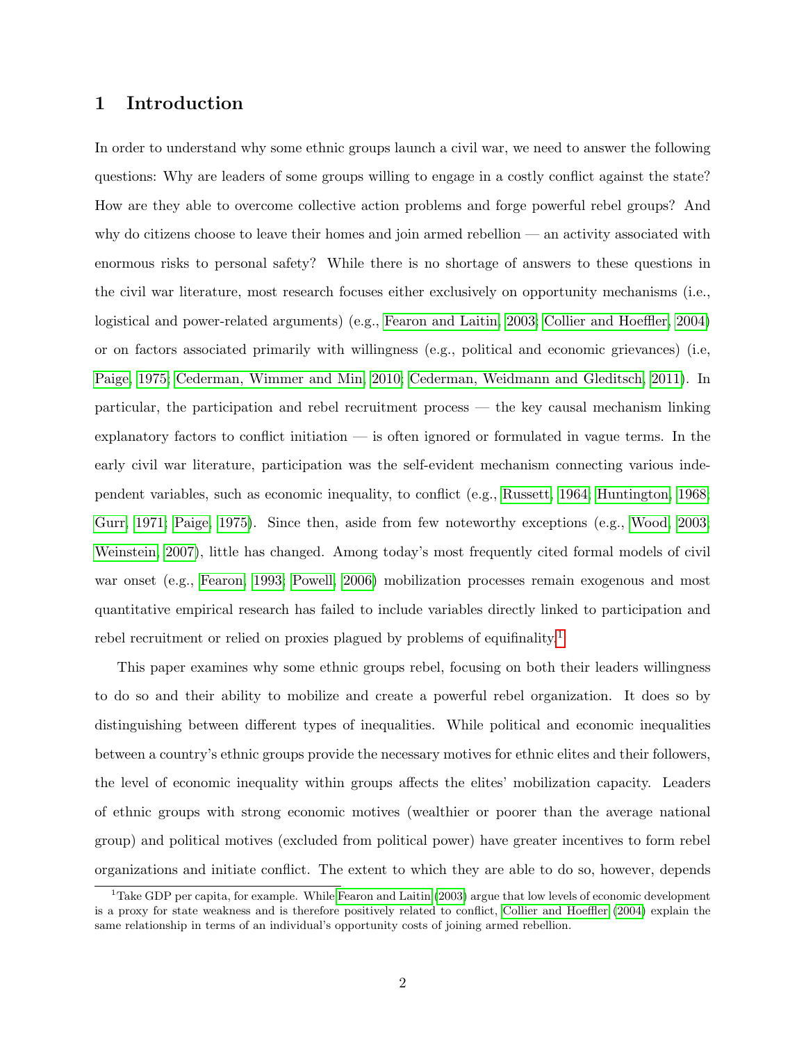# 1 Introduction

In order to understand why some ethnic groups launch a civil war, we need to answer the following questions: Why are leaders of some groups willing to engage in a costly conflict against the state? How are they able to overcome collective action problems and forge powerful rebel groups? And why do citizens choose to leave their homes and join armed rebellion — an activity associated with enormous risks to personal safety? While there is no shortage of answers to these questions in the civil war literature, most research focuses either exclusively on opportunity mechanisms (i.e., logistical and power-related arguments) (e.g., Fearon and Laitin, 2003; Collier and Hoeffler, 2004) or on factors associated primarily with willingness (e.g., political and economic grievances) (i.e, Paige, 1975; Cederman, Wimmer and Min, 2010; Cederman, Weidmann and Gleditsch, 2011). In particular, the participation and rebel recruitment process — the key causal mechanism linking explanatory factors to conflict initiation — is often ignored or formulated in vague terms. In the early civil war literature, participation was the self-evident mechanism connecting various independent variables, such as economic inequality, to conflict (e.g., Russett, 1964; Huntington, 1968; Gurr, 1971; Paige, 1975). Since then, aside from few noteworthy exceptions (e.g., Wood, 2003; Weinstein, 2007), little has changed. Among today's most frequently cited formal models of civil war onset (e.g., Fearon, 1993; Powell, 2006) mobilization processes remain exogenous and most quantitative empirical research has failed to include variables directly linked to participation and rebel recruitment or relied on proxies plagued by problems of equifinality.[1]

This paper examines why some ethnic groups rebel, focusing on both their leaders willingness to do so and their ability to mobilize and create a powerful rebel organization. It does so by distinguishing between different types of inequalities. While political and economic inequalities between a country's ethnic groups provide the necessary motives for ethnic elites and their followers, the level of economic inequality within groups affects the elites' mobilization capacity. Leaders of ethnic groups with strong economic motives (wealthier or poorer than the average national group) and political motives (excluded from political power) have greater incentives to form rebel organizations and initiate conflict. The extent to which they are able to do so, however, depends

[1] Take GDP per capita, for example. While Fearon and Laitin (2003) argue that low levels of economic development is a proxy for state weakness and is therefore positively related to conflict, Collier and Hoeffler (2004) explain the same relationship in terms of an individual's opportunity costs of joining armed rebellion.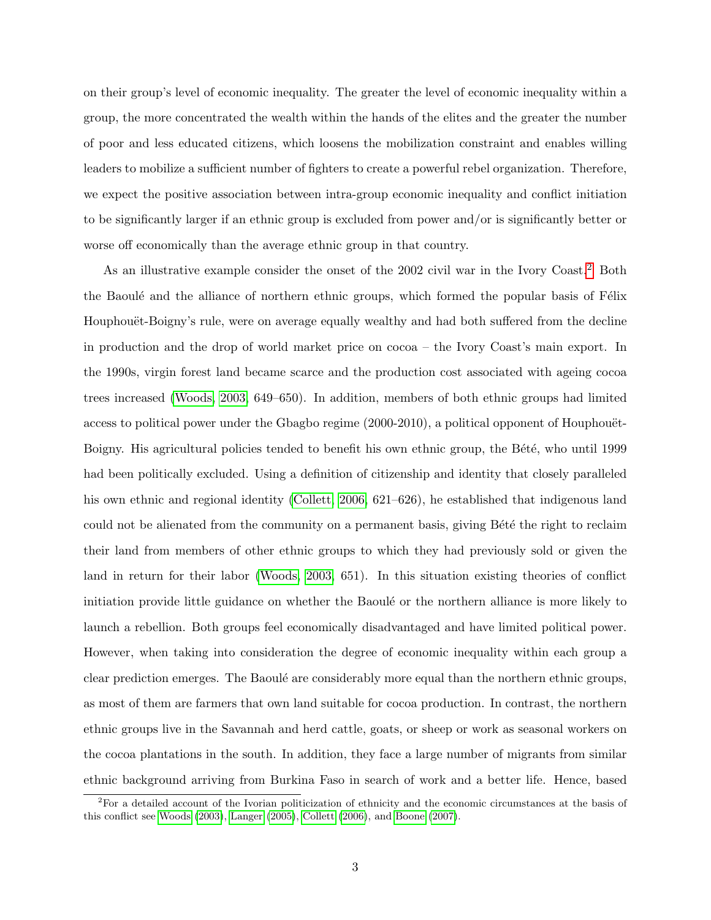on their group's level of economic inequality. The greater the level of economic inequality within a group, the more concentrated the wealth within the hands of the elites and the greater the number of poor and less educated citizens, which loosens the mobilization constraint and enables willing leaders to mobilize a sufficient number of fighters to create a powerful rebel organization. Therefore, we expect the positive association between intra-group economic inequality and conflict initiation to be significantly larger if an ethnic group is excluded from power and/or is significantly better or worse off economically than the average ethnic group in that country.

As an illustrative example consider the onset of the 2002 civil war in the Ivory Coast.[2] Both the Baoulé and the alliance of northern ethnic groups, which formed the popular basis of Félix Houphouët-Boigny's rule, were on average equally wealthy and had both suffered from the decline in production and the drop of world market price on cocoa – the Ivory Coast's main export. In the 1990s, virgin forest land became scarce and the production cost associated with ageing cocoa trees increased (Woods, 2003, 649–650). In addition, members of both ethnic groups had limited access to political power under the Gbagbo regime (2000-2010), a political opponent of Houphouët-Boigny. His agricultural policies tended to benefit his own ethnic group, the Bété, who until 1999 had been politically excluded. Using a definition of citizenship and identity that closely paralleled his own ethnic and regional identity (Collett, 2006, 621–626), he established that indigenous land could not be alienated from the community on a permanent basis, giving Bété the right to reclaim their land from members of other ethnic groups to which they had previously sold or given the land in return for their labor (Woods, 2003, 651). In this situation existing theories of conflict initiation provide little guidance on whether the Baoulé or the northern alliance is more likely to launch a rebellion. Both groups feel economically disadvantaged and have limited political power. However, when taking into consideration the degree of economic inequality within each group a clear prediction emerges. The Baoulé are considerably more equal than the northern ethnic groups, as most of them are farmers that own land suitable for cocoa production. In contrast, the northern ethnic groups live in the Savannah and herd cattle, goats, or sheep or work as seasonal workers on the cocoa plantations in the south. In addition, they face a large number of migrants from similar ethnic background arriving from Burkina Faso in search of work and a better life. Hence, based

[2] For a detailed account of the Ivorian politicization of ethnicity and the economic circumstances at the basis of this conflict see Woods (2003), Langer (2005), Collett (2006), and Boone (2007).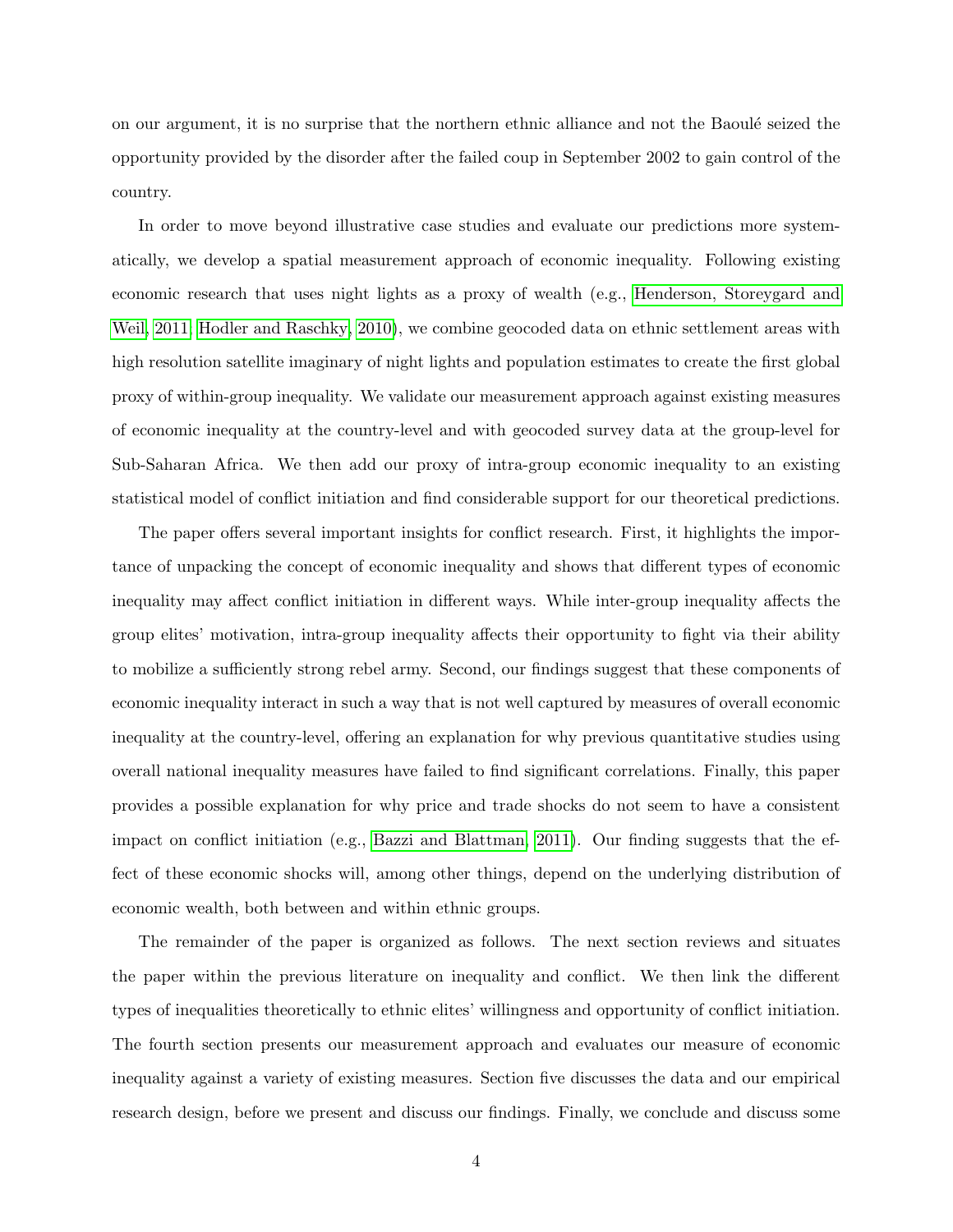on our argument, it is no surprise that the northern ethnic alliance and not the Baoulé seized the opportunity provided by the disorder after the failed coup in September 2002 to gain control of the country.

In order to move beyond illustrative case studies and evaluate our predictions more systematically, we develop a spatial measurement approach of economic inequality. Following existing economic research that uses night lights as a proxy of wealth (e.g., Henderson, Storeygard and Weil, 2011; Hodler and Raschky, 2010), we combine geocoded data on ethnic settlement areas with high resolution satellite imaginary of night lights and population estimates to create the first global proxy of within-group inequality. We validate our measurement approach against existing measures of economic inequality at the country-level and with geocoded survey data at the group-level for Sub-Saharan Africa. We then add our proxy of intra-group economic inequality to an existing statistical model of conflict initiation and find considerable support for our theoretical predictions.

The paper offers several important insights for conflict research. First, it highlights the importance of unpacking the concept of economic inequality and shows that different types of economic inequality may affect conflict initiation in different ways. While inter-group inequality affects the group elites' motivation, intra-group inequality affects their opportunity to fight via their ability to mobilize a sufficiently strong rebel army. Second, our findings suggest that these components of economic inequality interact in such a way that is not well captured by measures of overall economic inequality at the country-level, offering an explanation for why previous quantitative studies using overall national inequality measures have failed to find significant correlations. Finally, this paper provides a possible explanation for why price and trade shocks do not seem to have a consistent impact on conflict initiation (e.g., Bazzi and Blattman, 2011). Our finding suggests that the effect of these economic shocks will, among other things, depend on the underlying distribution of economic wealth, both between and within ethnic groups.

The remainder of the paper is organized as follows. The next section reviews and situates the paper within the previous literature on inequality and conflict. We then link the different types of inequalities theoretically to ethnic elites' willingness and opportunity of conflict initiation. The fourth section presents our measurement approach and evaluates our measure of economic inequality against a variety of existing measures. Section five discusses the data and our empirical research design, before we present and discuss our findings. Finally, we conclude and discuss some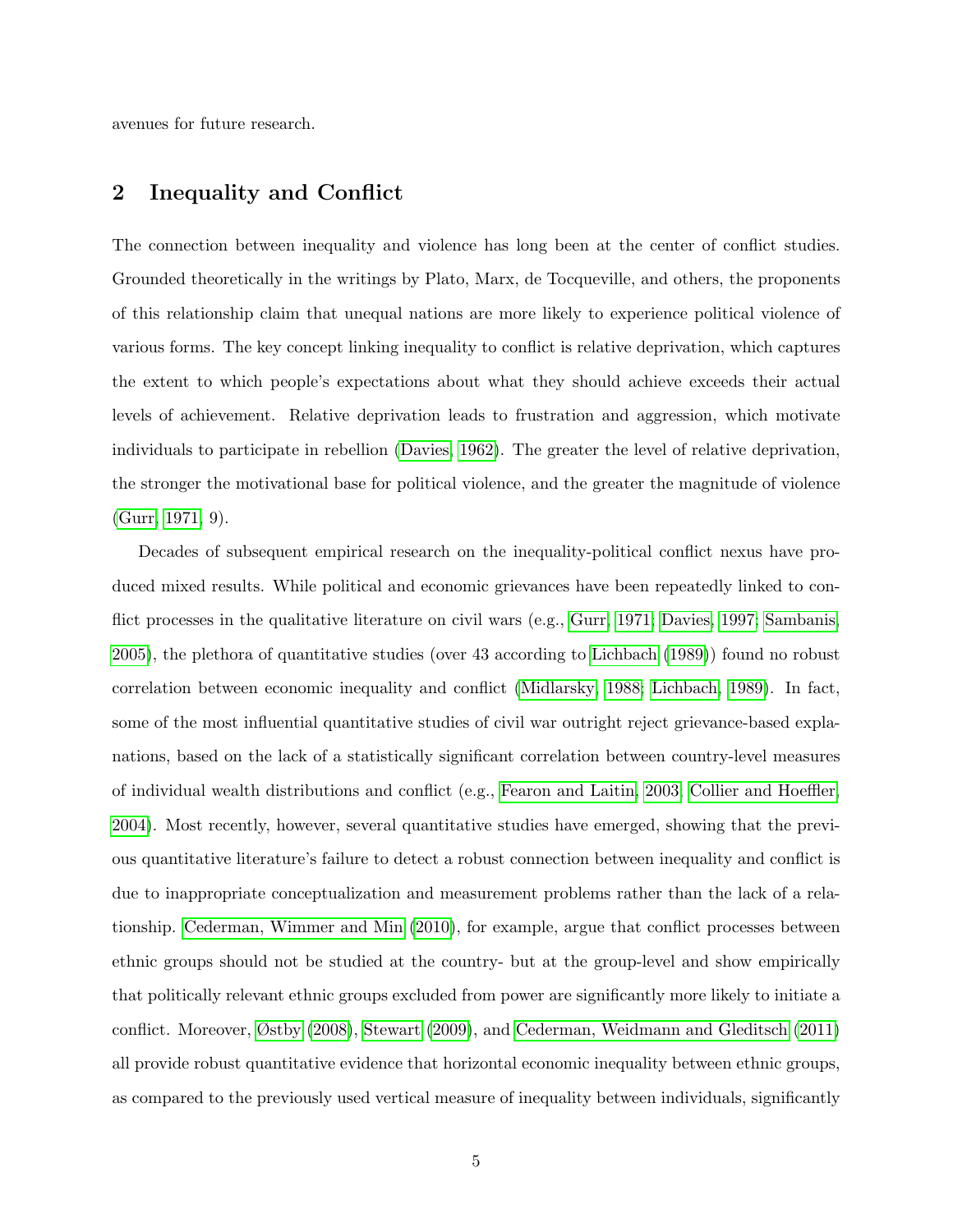avenues for future research.

## 2 Inequality and Conflict

The connection between inequality and violence has long been at the center of conflict studies. Grounded theoretically in the writings by Plato, Marx, de Tocqueville, and others, the proponents of this relationship claim that unequal nations are more likely to experience political violence of various forms. The key concept linking inequality to conflict is relative deprivation, which captures the extent to which people's expectations about what they should achieve exceeds their actual levels of achievement. Relative deprivation leads to frustration and aggression, which motivate individuals to participate in rebellion (Davies, 1962). The greater the level of relative deprivation, the stronger the motivational base for political violence, and the greater the magnitude of violence (Gurr, 1971, 9).

Decades of subsequent empirical research on the inequality-political conflict nexus have produced mixed results. While political and economic grievances have been repeatedly linked to conflict processes in the qualitative literature on civil wars (e.g., Gurr, 1971; Davies, 1997; Sambanis, 2005), the plethora of quantitative studies (over 43 according to Lichbach (1989)) found no robust correlation between economic inequality and conflict (Midlarsky, 1988; Lichbach, 1989). In fact, some of the most influential quantitative studies of civil war outright reject grievance-based explanations, based on the lack of a statistically significant correlation between country-level measures of individual wealth distributions and conflict (e.g., Fearon and Laitin, 2003; Collier and Hoeffler, 2004). Most recently, however, several quantitative studies have emerged, showing that the previous quantitative literature's failure to detect a robust connection between inequality and conflict is due to inappropriate conceptualization and measurement problems rather than the lack of a relationship. Cederman, Wimmer and Min (2010), for example, argue that conflict processes between ethnic groups should not be studied at the country- but at the group-level and show empirically that politically relevant ethnic groups excluded from power are significantly more likely to initiate a conflict. Moreover, Østby (2008), Stewart (2009), and Cederman, Weidmann and Gleditsch (2011) all provide robust quantitative evidence that horizontal economic inequality between ethnic groups, as compared to the previously used vertical measure of inequality between individuals, significantly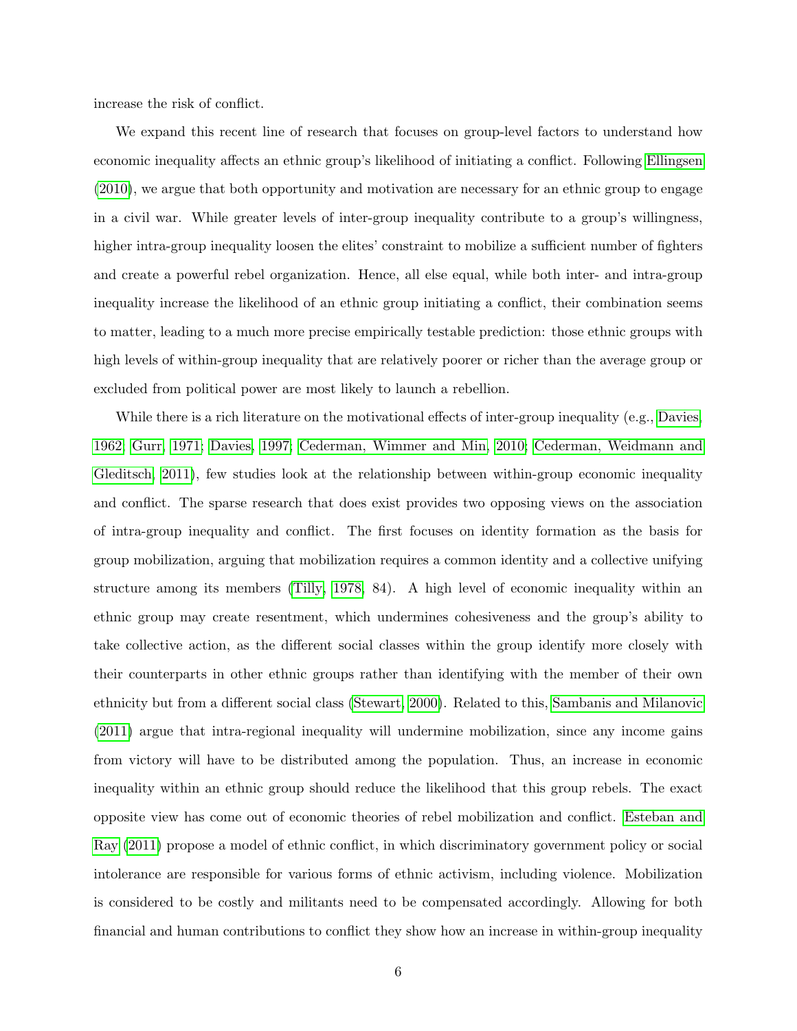increase the risk of conflict.

We expand this recent line of research that focuses on group-level factors to understand how economic inequality affects an ethnic group's likelihood of initiating a conflict. Following Ellingsen (2010), we argue that both opportunity and motivation are necessary for an ethnic group to engage in a civil war. While greater levels of inter-group inequality contribute to a group's willingness, higher intra-group inequality loosen the elites' constraint to mobilize a sufficient number of fighters and create a powerful rebel organization. Hence, all else equal, while both inter- and intra-group inequality increase the likelihood of an ethnic group initiating a conflict, their combination seems to matter, leading to a much more precise empirically testable prediction: those ethnic groups with high levels of within-group inequality that are relatively poorer or richer than the average group or excluded from political power are most likely to launch a rebellion.

While there is a rich literature on the motivational effects of inter-group inequality (e.g., Davies, 1962; Gurr, 1971; Davies, 1997; Cederman, Wimmer and Min, 2010; Cederman, Weidmann and Gleditsch, 2011), few studies look at the relationship between within-group economic inequality and conflict. The sparse research that does exist provides two opposing views on the association of intra-group inequality and conflict. The first focuses on identity formation as the basis for group mobilization, arguing that mobilization requires a common identity and a collective unifying structure among its members (Tilly, 1978, 84). A high level of economic inequality within an ethnic group may create resentment, which undermines cohesiveness and the group's ability to take collective action, as the different social classes within the group identify more closely with their counterparts in other ethnic groups rather than identifying with the member of their own ethnicity but from a different social class (Stewart, 2000). Related to this, Sambanis and Milanovic (2011) argue that intra-regional inequality will undermine mobilization, since any income gains from victory will have to be distributed among the population. Thus, an increase in economic inequality within an ethnic group should reduce the likelihood that this group rebels. The exact opposite view has come out of economic theories of rebel mobilization and conflict. Esteban and Ray (2011) propose a model of ethnic conflict, in which discriminatory government policy or social intolerance are responsible for various forms of ethnic activism, including violence. Mobilization is considered to be costly and militants need to be compensated accordingly. Allowing for both financial and human contributions to conflict they show how an increase in within-group inequality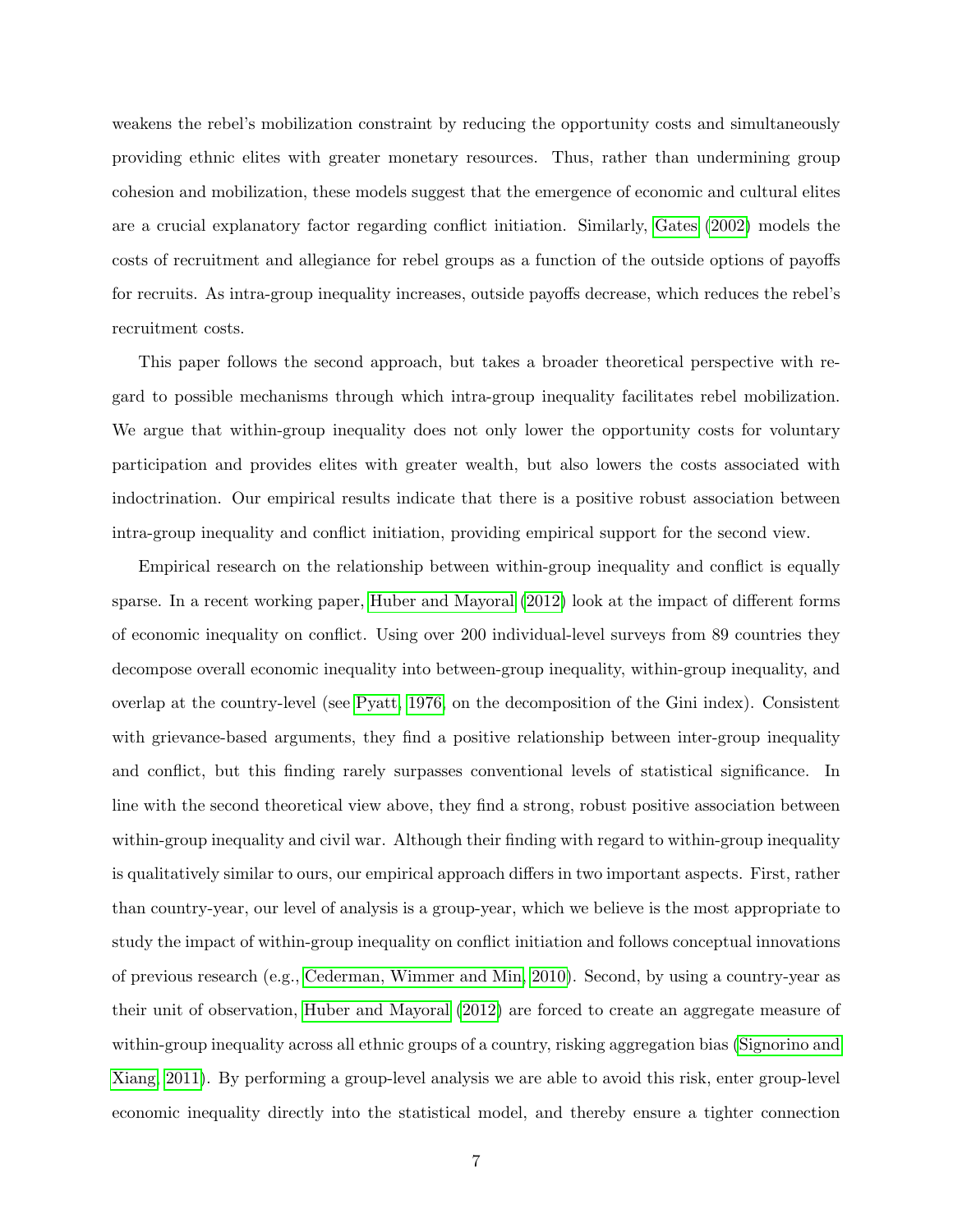weakens the rebel's mobilization constraint by reducing the opportunity costs and simultaneously providing ethnic elites with greater monetary resources. Thus, rather than undermining group cohesion and mobilization, these models suggest that the emergence of economic and cultural elites are a crucial explanatory factor regarding conflict initiation. Similarly, Gates (2002) models the costs of recruitment and allegiance for rebel groups as a function of the outside options of payoffs for recruits. As intra-group inequality increases, outside payoffs decrease, which reduces the rebel's recruitment costs.

This paper follows the second approach, but takes a broader theoretical perspective with regard to possible mechanisms through which intra-group inequality facilitates rebel mobilization. We argue that within-group inequality does not only lower the opportunity costs for voluntary participation and provides elites with greater wealth, but also lowers the costs associated with indoctrination. Our empirical results indicate that there is a positive robust association between intra-group inequality and conflict initiation, providing empirical support for the second view.

Empirical research on the relationship between within-group inequality and conflict is equally sparse. In a recent working paper, Huber and Mayoral (2012) look at the impact of different forms of economic inequality on conflict. Using over 200 individual-level surveys from 89 countries they decompose overall economic inequality into between-group inequality, within-group inequality, and overlap at the country-level (see Pyatt, 1976, on the decomposition of the Gini index). Consistent with grievance-based arguments, they find a positive relationship between inter-group inequality and conflict, but this finding rarely surpasses conventional levels of statistical significance. In line with the second theoretical view above, they find a strong, robust positive association between within-group inequality and civil war. Although their finding with regard to within-group inequality is qualitatively similar to ours, our empirical approach differs in two important aspects. First, rather than country-year, our level of analysis is a group-year, which we believe is the most appropriate to study the impact of within-group inequality on conflict initiation and follows conceptual innovations of previous research (e.g., Cederman, Wimmer and Min, 2010). Second, by using a country-year as their unit of observation, Huber and Mayoral (2012) are forced to create an aggregate measure of within-group inequality across all ethnic groups of a country, risking aggregation bias (Signorino and Xiang, 2011). By performing a group-level analysis we are able to avoid this risk, enter group-level economic inequality directly into the statistical model, and thereby ensure a tighter connection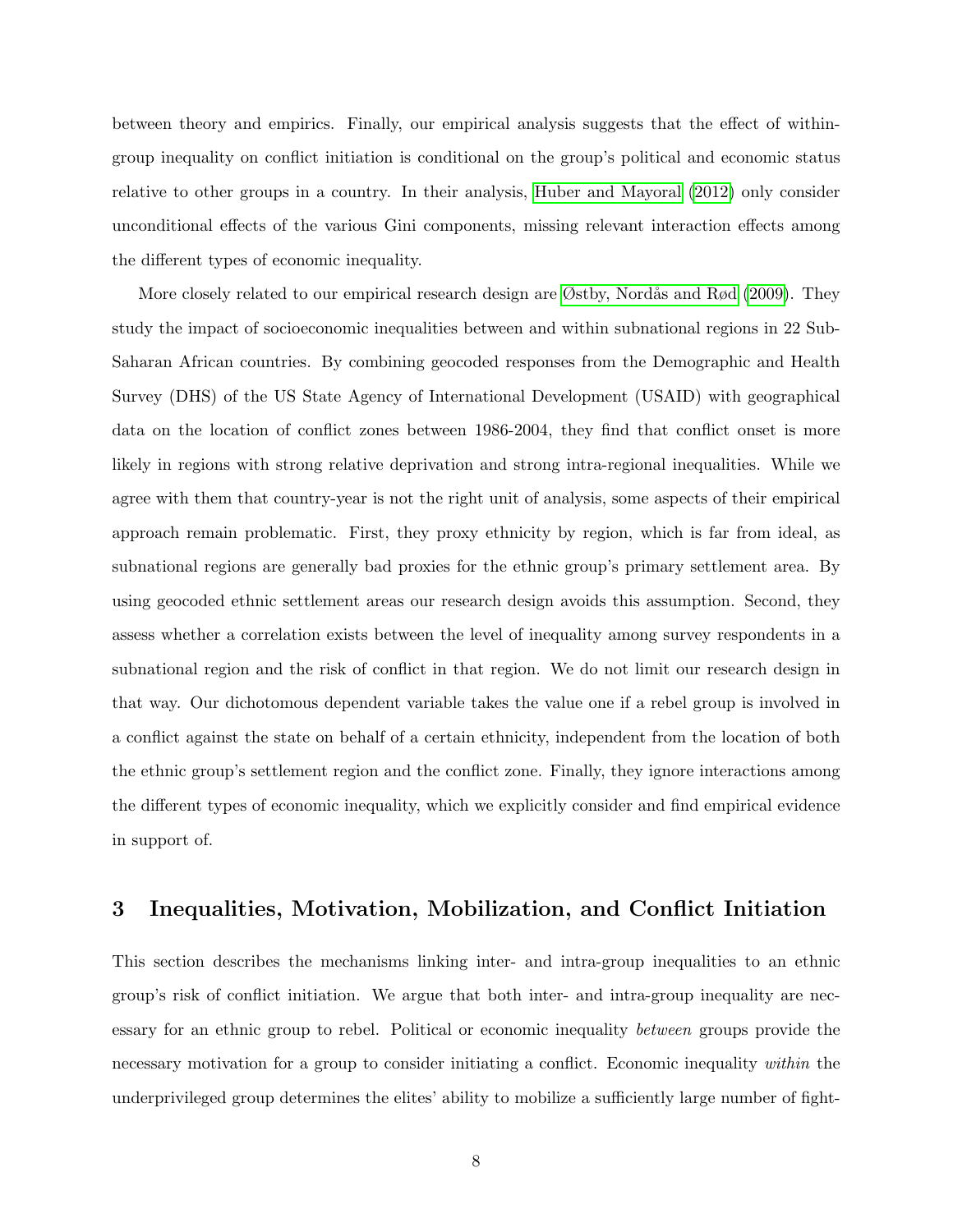between theory and empirics. Finally, our empirical analysis suggests that the effect of within-group inequality on conflict initiation is conditional on the group's political and economic status relative to other groups in a country. In their analysis, Huber and Mayoral (2012) only consider unconditional effects of the various Gini components, missing relevant interaction effects among the different types of economic inequality.

More closely related to our empirical research design are Østby, Nordås and Rød (2009). They study the impact of socioeconomic inequalities between and within subnational regions in 22 Sub-Saharan African countries. By combining geocoded responses from the Demographic and Health Survey (DHS) of the US State Agency of International Development (USAID) with geographical data on the location of conflict zones between 1986-2004, they find that conflict onset is more likely in regions with strong relative deprivation and strong intra-regional inequalities. While we agree with them that country-year is not the right unit of analysis, some aspects of their empirical approach remain problematic. First, they proxy ethnicity by region, which is far from ideal, as subnational regions are generally bad proxies for the ethnic group's primary settlement area. By using geocoded ethnic settlement areas our research design avoids this assumption. Second, they assess whether a correlation exists between the level of inequality among survey respondents in a subnational region and the risk of conflict in that region. We do not limit our research design in that way. Our dichotomous dependent variable takes the value one if a rebel group is involved in a conflict against the state on behalf of a certain ethnicity, independent from the location of both the ethnic group's settlement region and the conflict zone. Finally, they ignore interactions among the different types of economic inequality, which we explicitly consider and find empirical evidence in support of.

# 3 Inequalities, Motivation, Mobilization, and Conflict Initiation

This section describes the mechanisms linking inter- and intra-group inequalities to an ethnic group's risk of conflict initiation. We argue that both inter- and intra-group inequality are necessary for an ethnic group to rebel. Political or economic inequality *between* groups provide the necessary motivation for a group to consider initiating a conflict. Economic inequality *within* the underprivileged group determines the elites' ability to mobilize a sufficiently large number of fight-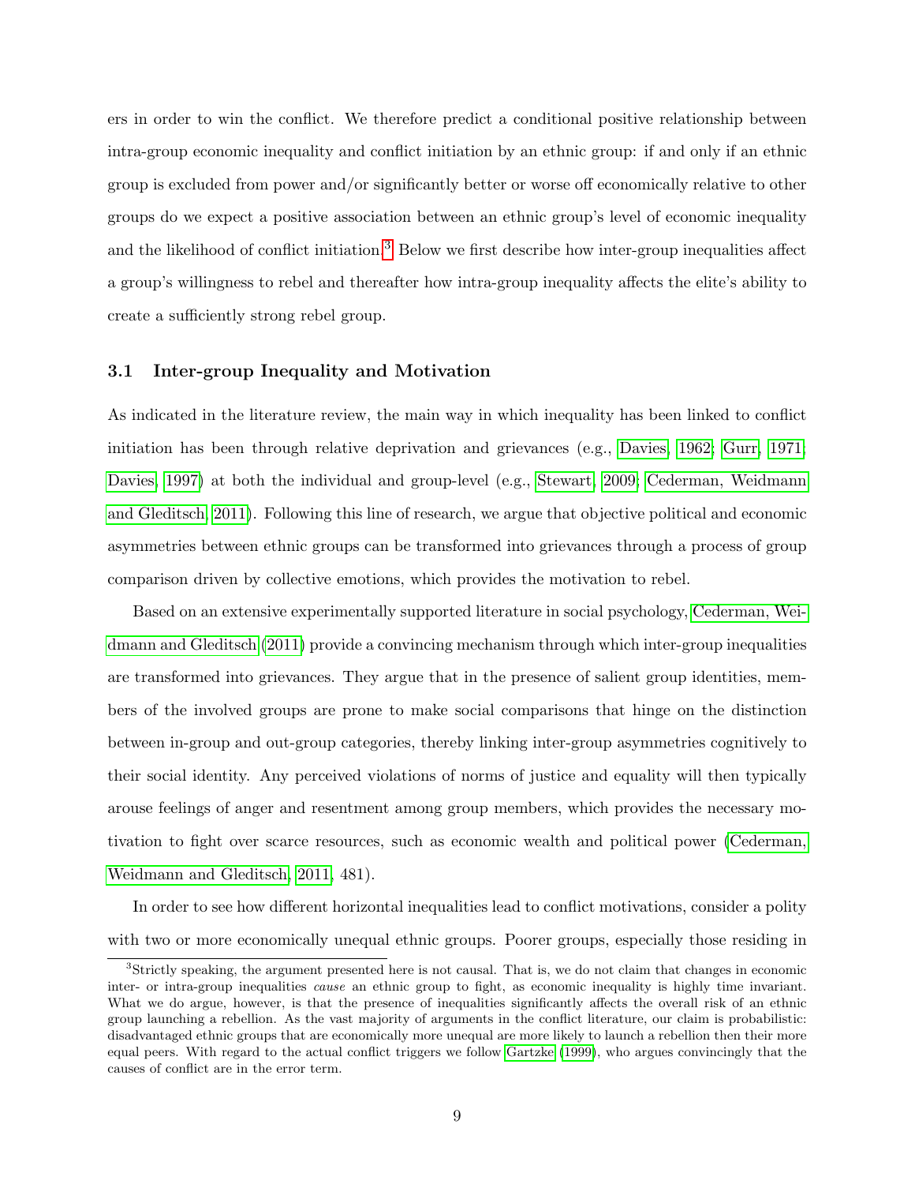ers in order to win the conflict. We therefore predict a conditional positive relationship between intra-group economic inequality and conflict initiation by an ethnic group: if and only if an ethnic group is excluded from power and/or significantly better or worse off economically relative to other groups do we expect a positive association between an ethnic group's level of economic inequality and the likelihood of conflict initiation.[3] Below we first describe how inter-group inequalities affect a group's willingness to rebel and thereafter how intra-group inequality affects the elite's ability to create a sufficiently strong rebel group.

### 3.1 Inter-group Inequality and Motivation

As indicated in the literature review, the main way in which inequality has been linked to conflict initiation has been through relative deprivation and grievances (e.g., Davies, 1962; Gurr, 1971; Davies, 1997) at both the individual and group-level (e.g., Stewart, 2009; Cederman, Weidmann and Gleditsch, 2011). Following this line of research, we argue that objective political and economic asymmetries between ethnic groups can be transformed into grievances through a process of group comparison driven by collective emotions, which provides the motivation to rebel.

Based on an extensive experimentally supported literature in social psychology, Cederman, Weidmann and Gleditsch (2011) provide a convincing mechanism through which inter-group inequalities are transformed into grievances. They argue that in the presence of salient group identities, members of the involved groups are prone to make social comparisons that hinge on the distinction between in-group and out-group categories, thereby linking inter-group asymmetries cognitively to their social identity. Any perceived violations of norms of justice and equality will then typically arouse feelings of anger and resentment among group members, which provides the necessary motivation to fight over scarce resources, such as economic wealth and political power (Cederman, Weidmann and Gleditsch, 2011, 481).

In order to see how different horizontal inequalities lead to conflict motivations, consider a polity with two or more economically unequal ethnic groups. Poorer groups, especially those residing in

[3] Strictly speaking, the argument presented here is not causal. That is, we do not claim that changes in economic inter- or intra-group inequalities *cause* an ethnic group to fight, as economic inequality is highly time invariant. What we do argue, however, is that the presence of inequalities significantly affects the overall risk of an ethnic group launching a rebellion. As the vast majority of arguments in the conflict literature, our claim is probabilistic: disadvantaged ethnic groups that are economically more unequal are more likely to launch a rebellion then their more equal peers. With regard to the actual conflict triggers we follow Gartzke (1999), who argues convincingly that the causes of conflict are in the error term.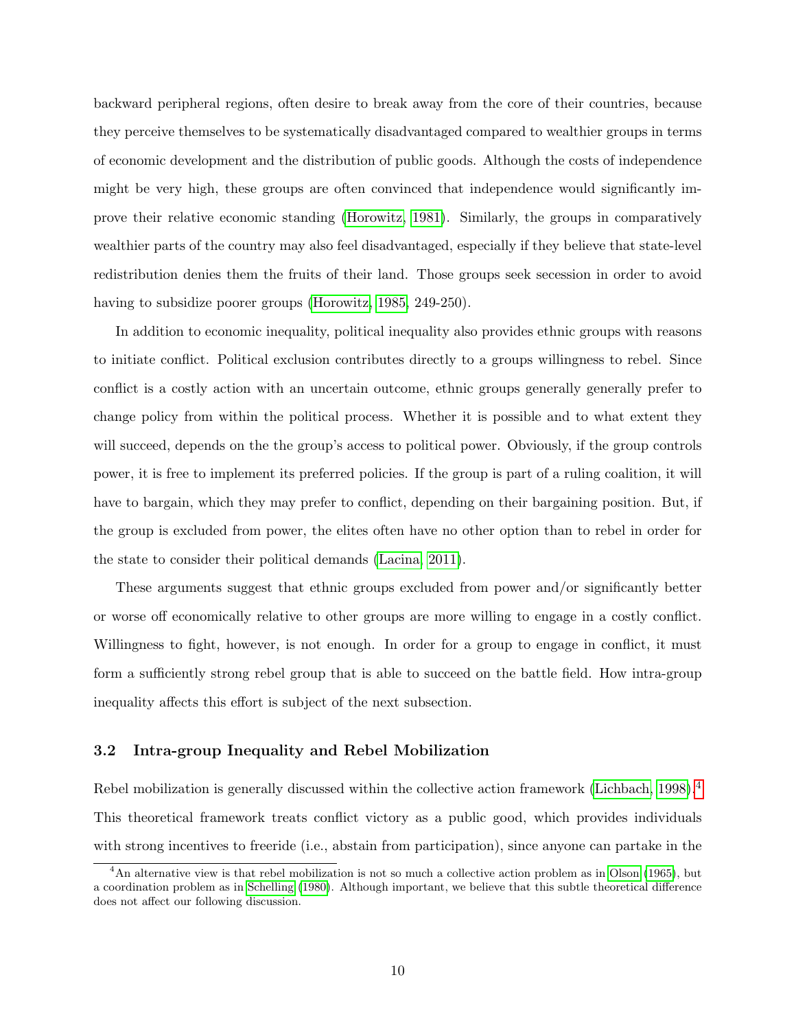backward peripheral regions, often desire to break away from the core of their countries, because they perceive themselves to be systematically disadvantaged compared to wealthier groups in terms of economic development and the distribution of public goods. Although the costs of independence might be very high, these groups are often convinced that independence would significantly improve their relative economic standing (Horowitz, 1981). Similarly, the groups in comparatively wealthier parts of the country may also feel disadvantaged, especially if they believe that state-level redistribution denies them the fruits of their land. Those groups seek secession in order to avoid having to subsidize poorer groups (Horowitz, 1985, 249-250).

In addition to economic inequality, political inequality also provides ethnic groups with reasons to initiate conflict. Political exclusion contributes directly to a groups willingness to rebel. Since conflict is a costly action with an uncertain outcome, ethnic groups generally generally prefer to change policy from within the political process. Whether it is possible and to what extent they will succeed, depends on the the group's access to political power. Obviously, if the group controls power, it is free to implement its preferred policies. If the group is part of a ruling coalition, it will have to bargain, which they may prefer to conflict, depending on their bargaining position. But, if the group is excluded from power, the elites often have no other option than to rebel in order for the state to consider their political demands (Lacina, 2011).

These arguments suggest that ethnic groups excluded from power and/or significantly better or worse off economically relative to other groups are more willing to engage in a costly conflict. Willingness to fight, however, is not enough. In order for a group to engage in conflict, it must form a sufficiently strong rebel group that is able to succeed on the battle field. How intra-group inequality affects this effort is subject of the next subsection.

### 3.2 Intra-group Inequality and Rebel Mobilization

Rebel mobilization is generally discussed within the collective action framework (Lichbach, 1998).[4] This theoretical framework treats conflict victory as a public good, which provides individuals with strong incentives to freeride (i.e., abstain from participation), since anyone can partake in the

[4] An alternative view is that rebel mobilization is not so much a collective action problem as in Olson (1965), but a coordination problem as in Schelling (1980). Although important, we believe that this subtle theoretical difference does not affect our following discussion.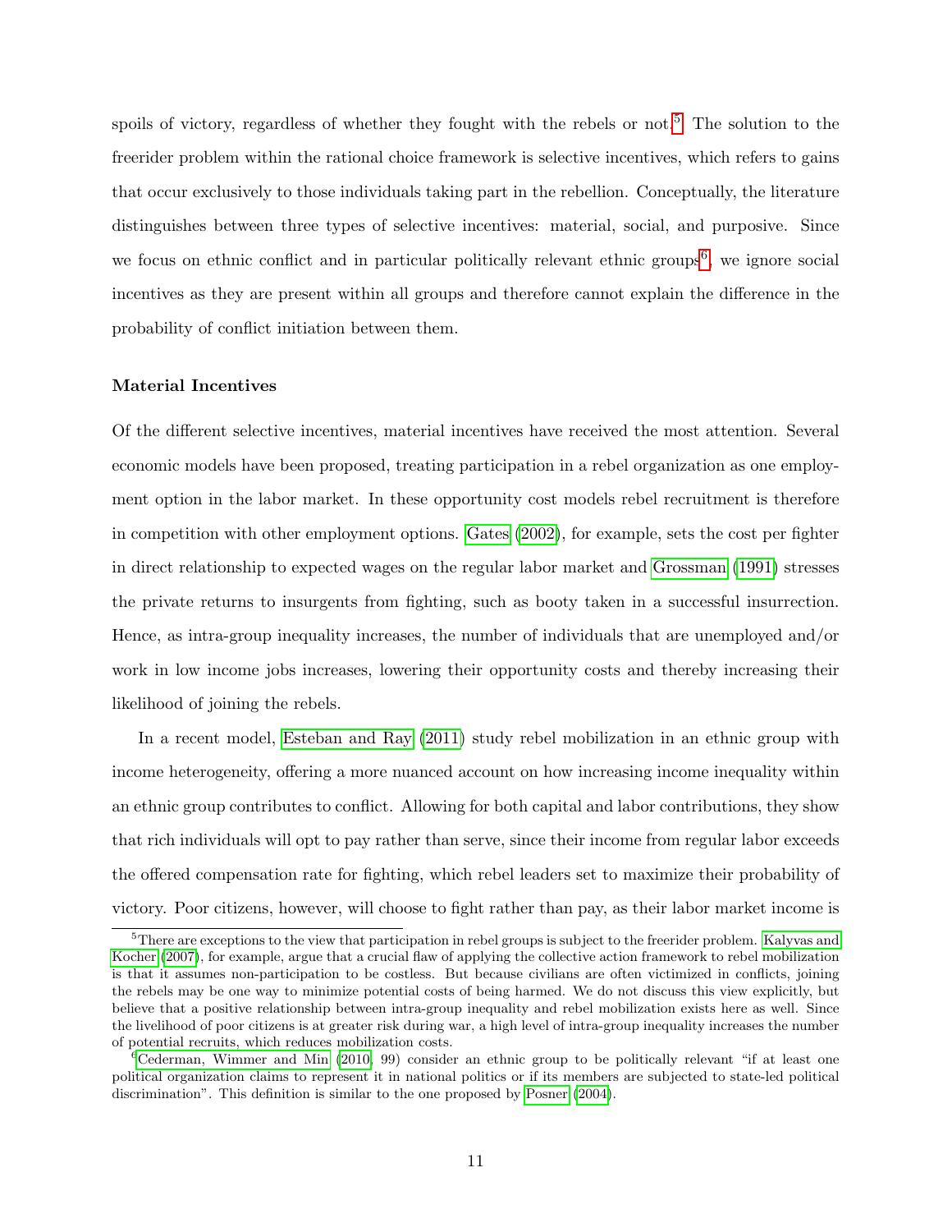spoils of victory, regardless of whether they fought with the rebels or not.[5] The solution to the freerider problem within the rational choice framework is selective incentives, which refers to gains that occur exclusively to those individuals taking part in the rebellion. Conceptually, the literature distinguishes between three types of selective incentives: material, social, and purposive. Since we focus on ethnic conflict and in particular politically relevant ethnic groups[6], we ignore social incentives as they are present within all groups and therefore cannot explain the difference in the probability of conflict initiation between them.

### Material Incentives

Of the different selective incentives, material incentives have received the most attention. Several economic models have been proposed, treating participation in a rebel organization as one employment option in the labor market. In these opportunity cost models rebel recruitment is therefore in competition with other employment options. Gates (2002), for example, sets the cost per fighter in direct relationship to expected wages on the regular labor market and Grossman (1991) stresses the private returns to insurgents from fighting, such as booty taken in a successful insurrection. Hence, as intra-group inequality increases, the number of individuals that are unemployed and/or work in low income jobs increases, lowering their opportunity costs and thereby increasing their likelihood of joining the rebels.

In a recent model, Esteban and Ray (2011) study rebel mobilization in an ethnic group with income heterogeneity, offering a more nuanced account on how increasing income inequality within an ethnic group contributes to conflict. Allowing for both capital and labor contributions, they show that rich individuals will opt to pay rather than serve, since their income from regular labor exceeds the offered compensation rate for fighting, which rebel leaders set to maximize their probability of victory. Poor citizens, however, will choose to fight rather than pay, as their labor market income is

[5] There are exceptions to the view that participation in rebel groups is subject to the freerider problem. Kalyvas and Kocher (2007), for example, argue that a crucial flaw of applying the collective action framework to rebel mobilization is that it assumes non-participation to be costless. But because civilians are often victimized in conflicts, joining the rebels may be one way to minimize potential costs of being harmed. We do not discuss this view explicitly, but believe that a positive relationship between intra-group inequality and rebel mobilization exists here as well. Since the livelihood of poor citizens is at greater risk during war, a high level of intra-group inequality increases the number of potential recruits, which reduces mobilization costs.

[6] Cederman, Wimmer and Min (2010, 99) consider an ethnic group to be politically relevant "if at least one political organization claims to represent it in national politics or if its members are subjected to state-led political discrimination". This definition is similar to the one proposed by Posner (2004).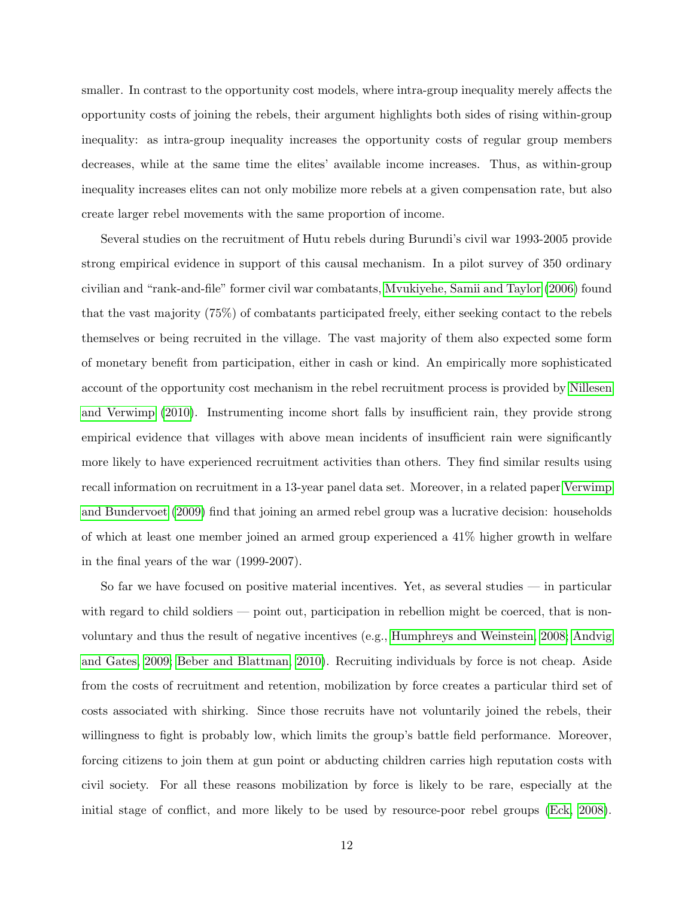smaller. In contrast to the opportunity cost models, where intra-group inequality merely affects the opportunity costs of joining the rebels, their argument highlights both sides of rising within-group inequality: as intra-group inequality increases the opportunity costs of regular group members decreases, while at the same time the elites' available income increases. Thus, as within-group inequality increases elites can not only mobilize more rebels at a given compensation rate, but also create larger rebel movements with the same proportion of income.

Several studies on the recruitment of Hutu rebels during Burundi's civil war 1993-2005 provide strong empirical evidence in support of this causal mechanism. In a pilot survey of 350 ordinary civilian and "rank-and-file" former civil war combatants, Mvukiyehe, Samii and Taylor (2006) found that the vast majority (75%) of combatants participated freely, either seeking contact to the rebels themselves or being recruited in the village. The vast majority of them also expected some form of monetary benefit from participation, either in cash or kind. An empirically more sophisticated account of the opportunity cost mechanism in the rebel recruitment process is provided by Nillesen and Verwimp (2010). Instrumenting income short falls by insufficient rain, they provide strong empirical evidence that villages with above mean incidents of insufficient rain were significantly more likely to have experienced recruitment activities than others. They find similar results using recall information on recruitment in a 13-year panel data set. Moreover, in a related paper Verwimp and Bundervoet (2009) find that joining an armed rebel group was a lucrative decision: households of which at least one member joined an armed group experienced a 41% higher growth in welfare in the final years of the war (1999-2007).

So far we have focused on positive material incentives. Yet, as several studies — in particular with regard to child soldiers — point out, participation in rebellion might be coerced, that is non-voluntary and thus the result of negative incentives (e.g., Humphreys and Weinstein, 2008; Andvig and Gates, 2009; Beber and Blattman, 2010). Recruiting individuals by force is not cheap. Aside from the costs of recruitment and retention, mobilization by force creates a particular third set of costs associated with shirking. Since those recruits have not voluntarily joined the rebels, their willingness to fight is probably low, which limits the group's battle field performance. Moreover, forcing citizens to join them at gun point or abducting children carries high reputation costs with civil society. For all these reasons mobilization by force is likely to be rare, especially at the initial stage of conflict, and more likely to be used by resource-poor rebel groups (Eck, 2008).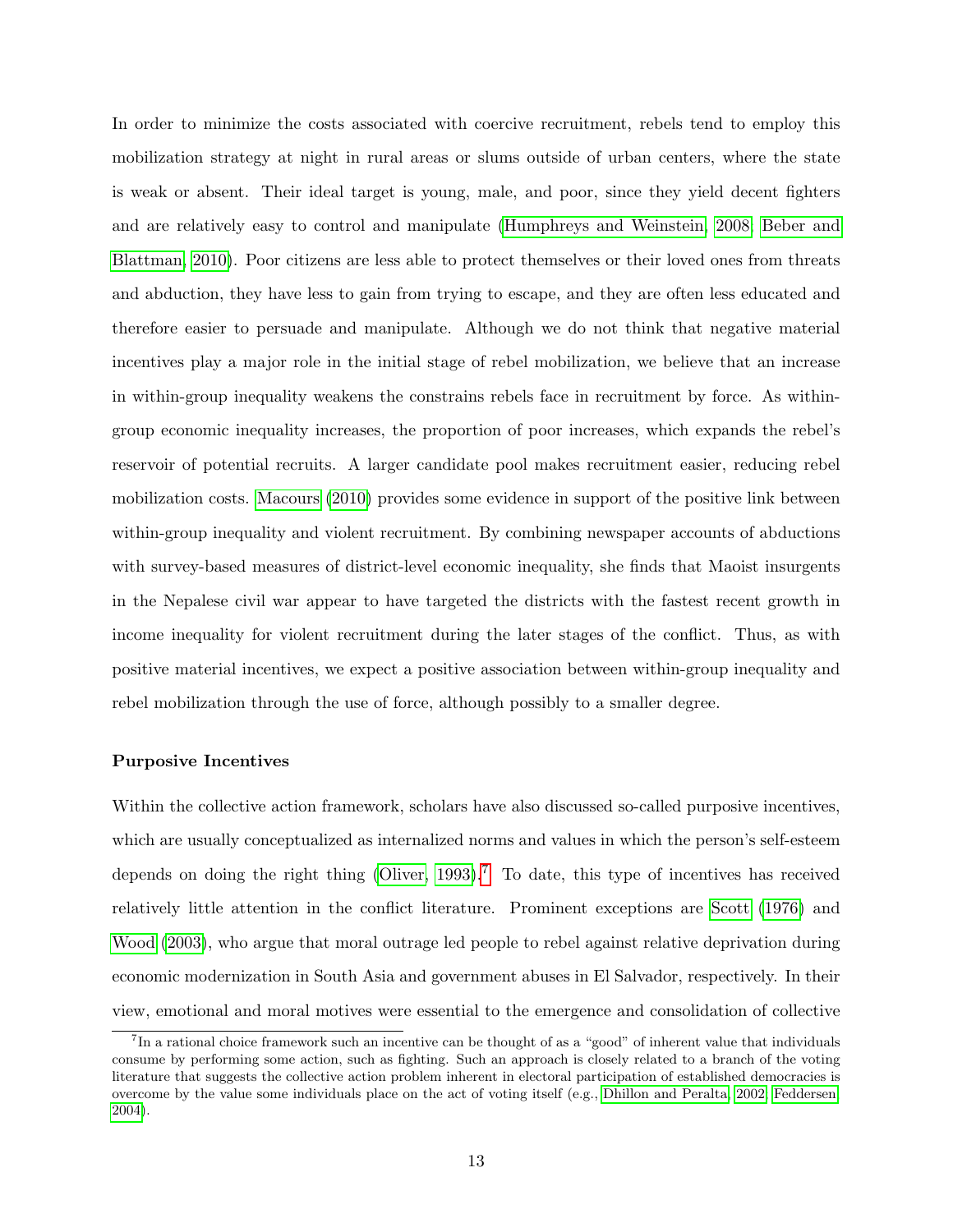In order to minimize the costs associated with coercive recruitment, rebels tend to employ this mobilization strategy at night in rural areas or slums outside of urban centers, where the state is weak or absent. Their ideal target is young, male, and poor, since they yield decent fighters and are relatively easy to control and manipulate (Humphreys and Weinstein, 2008; Beber and Blattman, 2010). Poor citizens are less able to protect themselves or their loved ones from threats and abduction, they have less to gain from trying to escape, and they are often less educated and therefore easier to persuade and manipulate. Although we do not think that negative material incentives play a major role in the initial stage of rebel mobilization, we believe that an increase in within-group inequality weakens the constrains rebels face in recruitment by force. As within-group economic inequality increases, the proportion of poor increases, which expands the rebel's reservoir of potential recruits. A larger candidate pool makes recruitment easier, reducing rebel mobilization costs. Macours (2010) provides some evidence in support of the positive link between within-group inequality and violent recruitment. By combining newspaper accounts of abductions with survey-based measures of district-level economic inequality, she finds that Maoist insurgents in the Nepalese civil war appear to have targeted the districts with the fastest recent growth in income inequality for violent recruitment during the later stages of the conflict. Thus, as with positive material incentives, we expect a positive association between within-group inequality and rebel mobilization through the use of force, although possibly to a smaller degree.

**Purposive Incentives**

Within the collective action framework, scholars have also discussed so-called purposive incentives, which are usually conceptualized as internalized norms and values in which the person's self-esteem depends on doing the right thing (Oliver, 1993).[7] To date, this type of incentives has received relatively little attention in the conflict literature. Prominent exceptions are Scott (1976) and Wood (2003), who argue that moral outrage led people to rebel against relative deprivation during economic modernization in South Asia and government abuses in El Salvador, respectively. In their view, emotional and moral motives were essential to the emergence and consolidation of collective

[7] In a rational choice framework such an incentive can be thought of as a "good" of inherent value that individuals consume by performing some action, such as fighting. Such an approach is closely related to a branch of the voting literature that suggests the collective action problem inherent in electoral participation of established democracies is overcome by the value some individuals place on the act of voting itself (e.g., Dhillon and Peralta, 2002; Feddersen, 2004).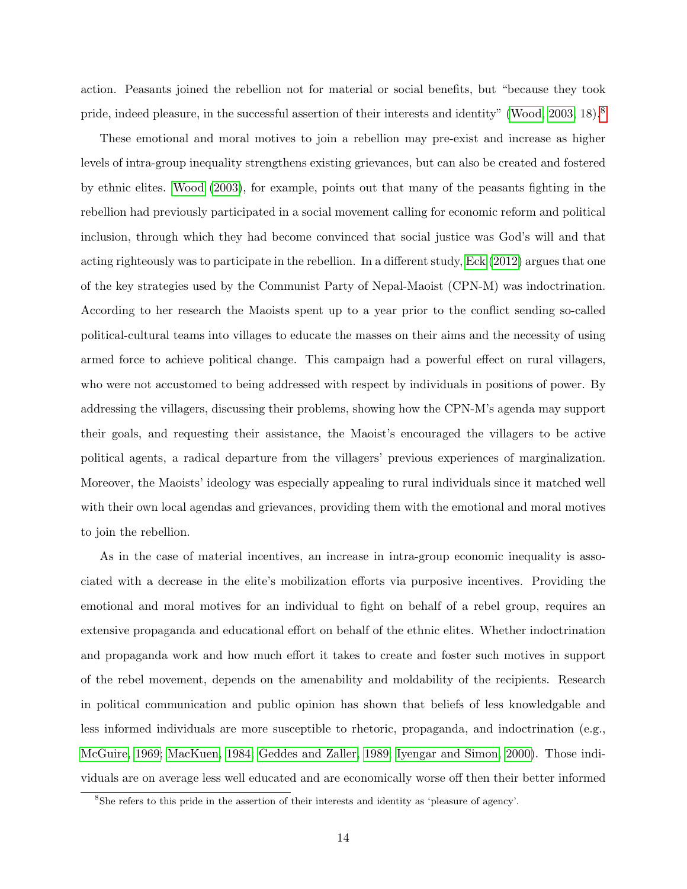action. Peasants joined the rebellion not for material or social benefits, but "because they took pride, indeed pleasure, in the successful assertion of their interests and identity" (Wood, 2003, 18).[8]

These emotional and moral motives to join a rebellion may pre-exist and increase as higher levels of intra-group inequality strengthens existing grievances, but can also be created and fostered by ethnic elites. Wood (2003), for example, points out that many of the peasants fighting in the rebellion had previously participated in a social movement calling for economic reform and political inclusion, through which they had become convinced that social justice was God's will and that acting righteously was to participate in the rebellion. In a different study, Eck (2012) argues that one of the key strategies used by the Communist Party of Nepal-Maoist (CPN-M) was indoctrination. According to her research the Maoists spent up to a year prior to the conflict sending so-called political-cultural teams into villages to educate the masses on their aims and the necessity of using armed force to achieve political change. This campaign had a powerful effect on rural villagers, who were not accustomed to being addressed with respect by individuals in positions of power. By addressing the villagers, discussing their problems, showing how the CPN-M's agenda may support their goals, and requesting their assistance, the Maoist's encouraged the villagers to be active political agents, a radical departure from the villagers' previous experiences of marginalization. Moreover, the Maoists' ideology was especially appealing to rural individuals since it matched well with their own local agendas and grievances, providing them with the emotional and moral motives to join the rebellion.

As in the case of material incentives, an increase in intra-group economic inequality is associated with a decrease in the elite's mobilization efforts via purposive incentives. Providing the emotional and moral motives for an individual to fight on behalf of a rebel group, requires an extensive propaganda and educational effort on behalf of the ethnic elites. Whether indoctrination and propaganda work and how much effort it takes to create and foster such motives in support of the rebel movement, depends on the amenability and moldability of the recipients. Research in political communication and public opinion has shown that beliefs of less knowledgable and less informed individuals are more susceptible to rhetoric, propaganda, and indoctrination (e.g., McGuire, 1969; MacKuen, 1984; Geddes and Zaller, 1989; Iyengar and Simon, 2000). Those individuals are on average less well educated and are economically worse off then their better informed

[8] She refers to this pride in the assertion of their interests and identity as 'pleasure of agency'.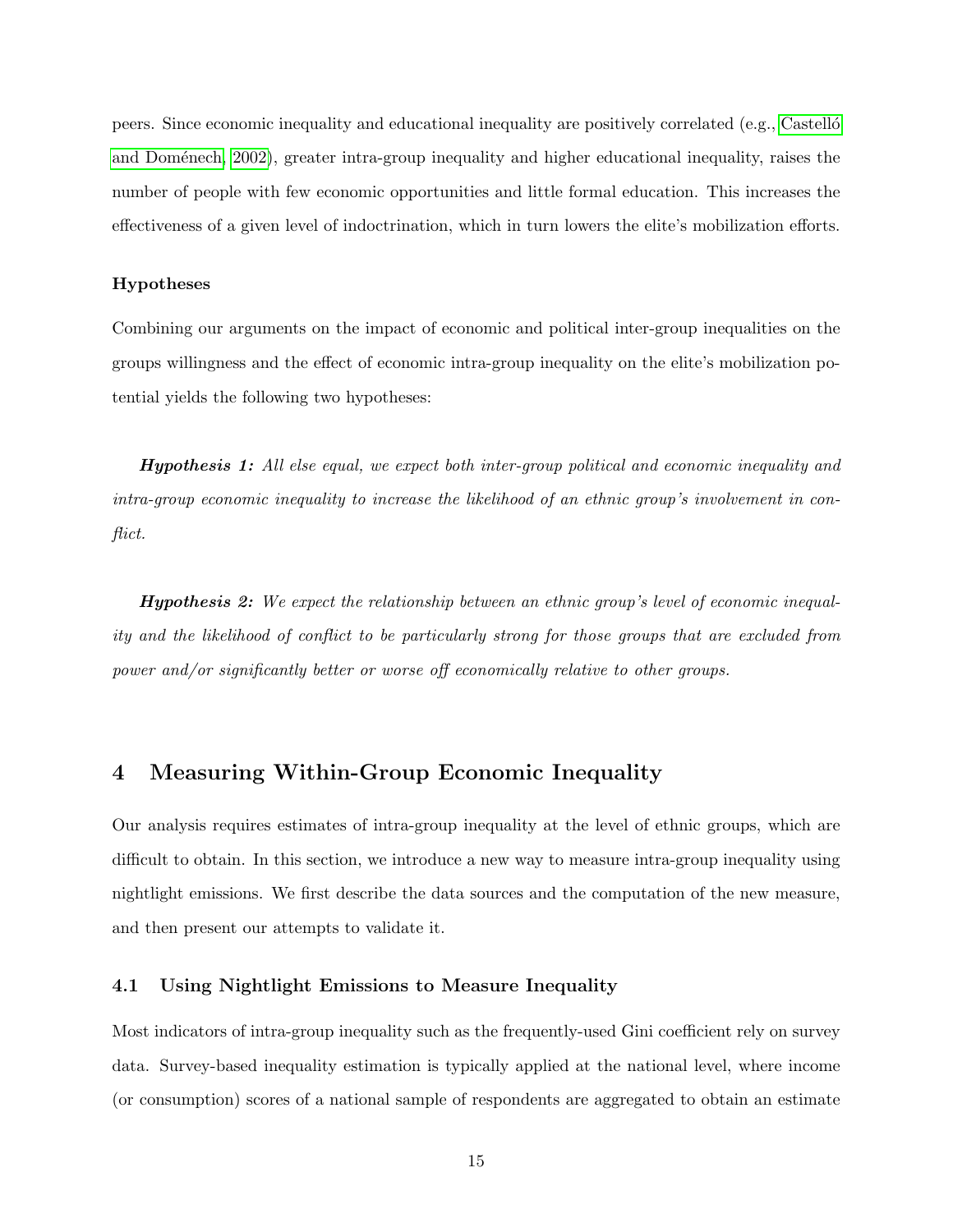peers. Since economic inequality and educational inequality are positively correlated (e.g., Castelló and Doménech, 2002), greater intra-group inequality and higher educational inequality, raises the number of people with few economic opportunities and little formal education. This increases the effectiveness of a given level of indoctrination, which in turn lowers the elite's mobilization efforts.

#### Hypotheses

Combining our arguments on the impact of economic and political inter-group inequalities on the groups willingness and the effect of economic intra-group inequality on the elite's mobilization potential yields the following two hypotheses:

***Hypothesis 1:*** *All else equal, we expect both inter-group political and economic inequality and intra-group economic inequality to increase the likelihood of an ethnic group's involvement in conflict.*

***Hypothesis 2:*** *We expect the relationship between an ethnic group's level of economic inequality and the likelihood of conflict to be particularly strong for those groups that are excluded from power and/or significantly better or worse off economically relative to other groups.*

## 4 Measuring Within-Group Economic Inequality

Our analysis requires estimates of intra-group inequality at the level of ethnic groups, which are difficult to obtain. In this section, we introduce a new way to measure intra-group inequality using nightlight emissions. We first describe the data sources and the computation of the new measure, and then present our attempts to validate it.

### 4.1 Using Nightlight Emissions to Measure Inequality

Most indicators of intra-group inequality such as the frequently-used Gini coefficient rely on survey data. Survey-based inequality estimation is typically applied at the national level, where income (or consumption) scores of a national sample of respondents are aggregated to obtain an estimate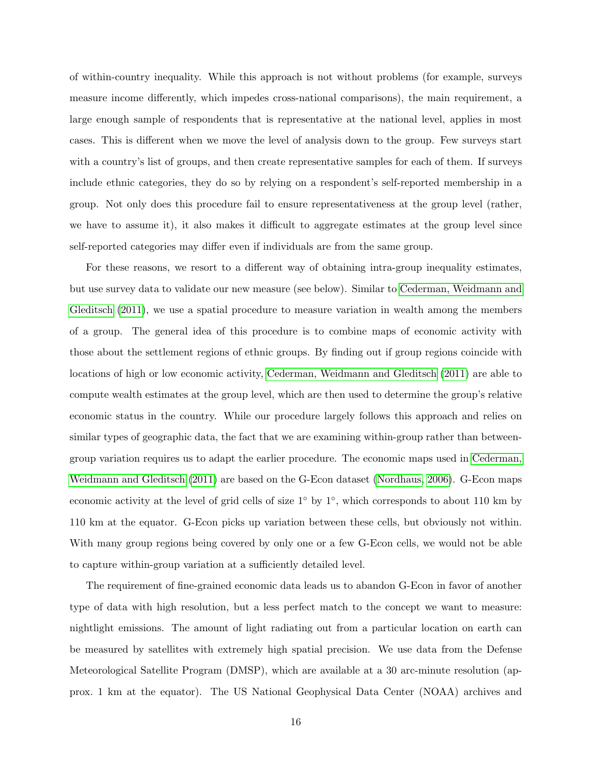of within-country inequality. While this approach is not without problems (for example, surveys measure income differently, which impedes cross-national comparisons), the main requirement, a large enough sample of respondents that is representative at the national level, applies in most cases. This is different when we move the level of analysis down to the group. Few surveys start with a country's list of groups, and then create representative samples for each of them. If surveys include ethnic categories, they do so by relying on a respondent's self-reported membership in a group. Not only does this procedure fail to ensure representativeness at the group level (rather, we have to assume it), it also makes it difficult to aggregate estimates at the group level since self-reported categories may differ even if individuals are from the same group.

For these reasons, we resort to a different way of obtaining intra-group inequality estimates, but use survey data to validate our new measure (see below). Similar to Cederman, Weidmann and Gleditsch (2011), we use a spatial procedure to measure variation in wealth among the members of a group. The general idea of this procedure is to combine maps of economic activity with those about the settlement regions of ethnic groups. By finding out if group regions coincide with locations of high or low economic activity, Cederman, Weidmann and Gleditsch (2011) are able to compute wealth estimates at the group level, which are then used to determine the group's relative economic status in the country. While our procedure largely follows this approach and relies on similar types of geographic data, the fact that we are examining within-group rather than between-group variation requires us to adapt the earlier procedure. The economic maps used in Cederman, Weidmann and Gleditsch (2011) are based on the G-Econ dataset (Nordhaus, 2006). G-Econ maps economic activity at the level of grid cells of size 1° by 1°, which corresponds to about 110 km by 110 km at the equator. G-Econ picks up variation between these cells, but obviously not within. With many group regions being covered by only one or a few G-Econ cells, we would not be able to capture within-group variation at a sufficiently detailed level.

The requirement of fine-grained economic data leads us to abandon G-Econ in favor of another type of data with high resolution, but a less perfect match to the concept we want to measure: nightlight emissions. The amount of light radiating out from a particular location on earth can be measured by satellites with extremely high spatial precision. We use data from the Defense Meteorological Satellite Program (DMSP), which are available at a 30 arc-minute resolution (approx. 1 km at the equator). The US National Geophysical Data Center (NOAA) archives and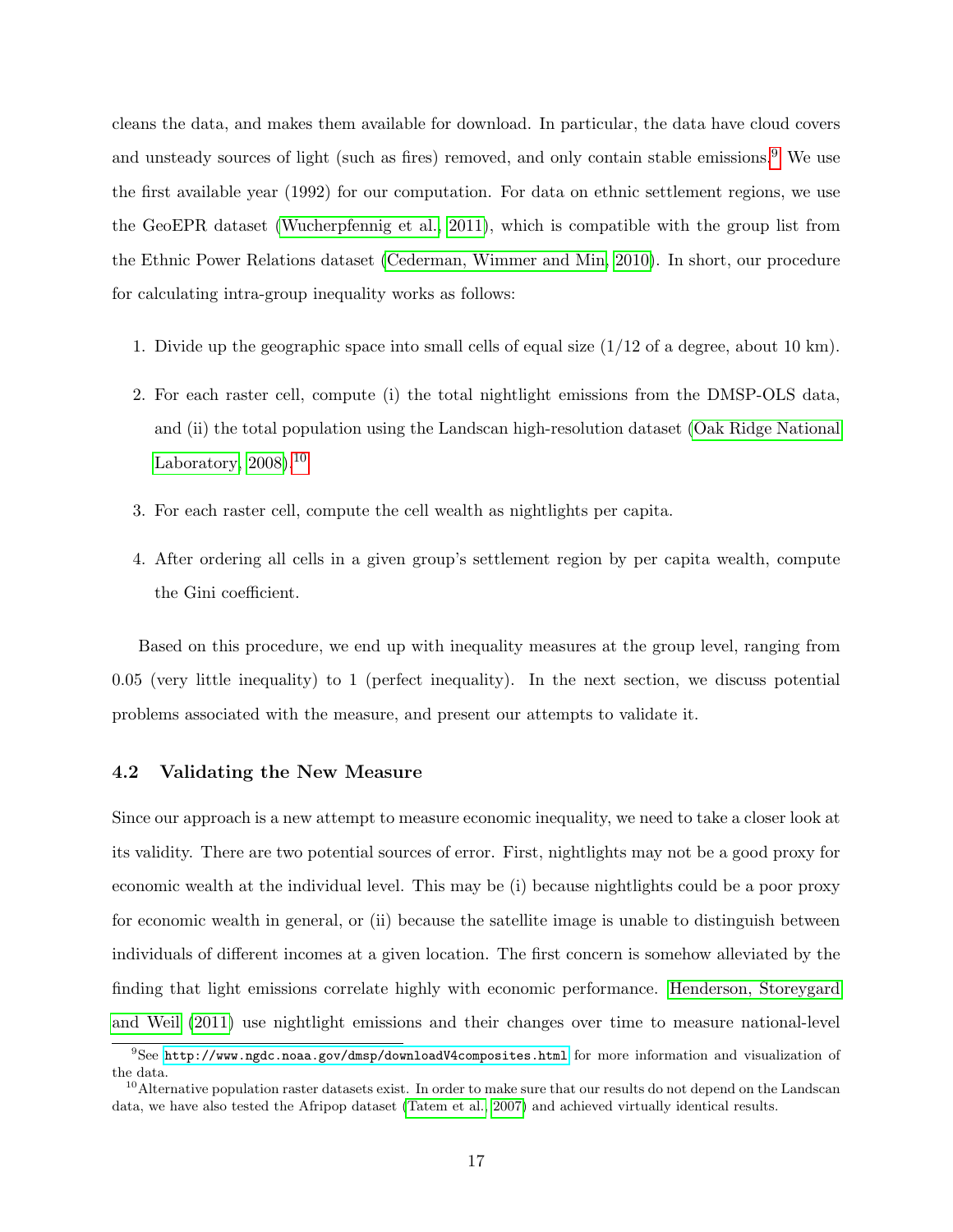cleans the data, and makes them available for download. In particular, the data have cloud covers and unsteady sources of light (such as fires) removed, and only contain stable emissions.[9] We use the first available year (1992) for our computation. For data on ethnic settlement regions, we use the GeoEPR dataset (Wucherpfennig et al., 2011), which is compatible with the group list from the Ethnic Power Relations dataset (Cederman, Wimmer and Min, 2010). In short, our procedure for calculating intra-group inequality works as follows:

1. Divide up the geographic space into small cells of equal size (1/12 of a degree, about 10 km).
2. For each raster cell, compute (i) the total nightlight emissions from the DMSP-OLS data, and (ii) the total population using the Landscan high-resolution dataset (Oak Ridge National Laboratory, 2008).[10]
3. For each raster cell, compute the cell wealth as nightlights per capita.
4. After ordering all cells in a given group's settlement region by per capita wealth, compute the Gini coefficient.

Based on this procedure, we end up with inequality measures at the group level, ranging from 0.05 (very little inequality) to 1 (perfect inequality). In the next section, we discuss potential problems associated with the measure, and present our attempts to validate it.

### 4.2 Validating the New Measure

Since our approach is a new attempt to measure economic inequality, we need to take a closer look at its validity. There are two potential sources of error. First, nightlights may not be a good proxy for economic wealth at the individual level. This may be (i) because nightlights could be a poor proxy for economic wealth in general, or (ii) because the satellite image is unable to distinguish between individuals of different incomes at a given location. The first concern is somehow alleviated by the finding that light emissions correlate highly with economic performance. Henderson, Storeygard and Weil (2011) use nightlight emissions and their changes over time to measure national-level

[9] See http://www.ngdc.noaa.gov/dmsp/downloadV4composites.html for more information and visualization of the data.

[10] Alternative population raster datasets exist. In order to make sure that our results do not depend on the Landscan data, we have also tested the Afripop dataset (Tatem et al., 2007) and achieved virtually identical results.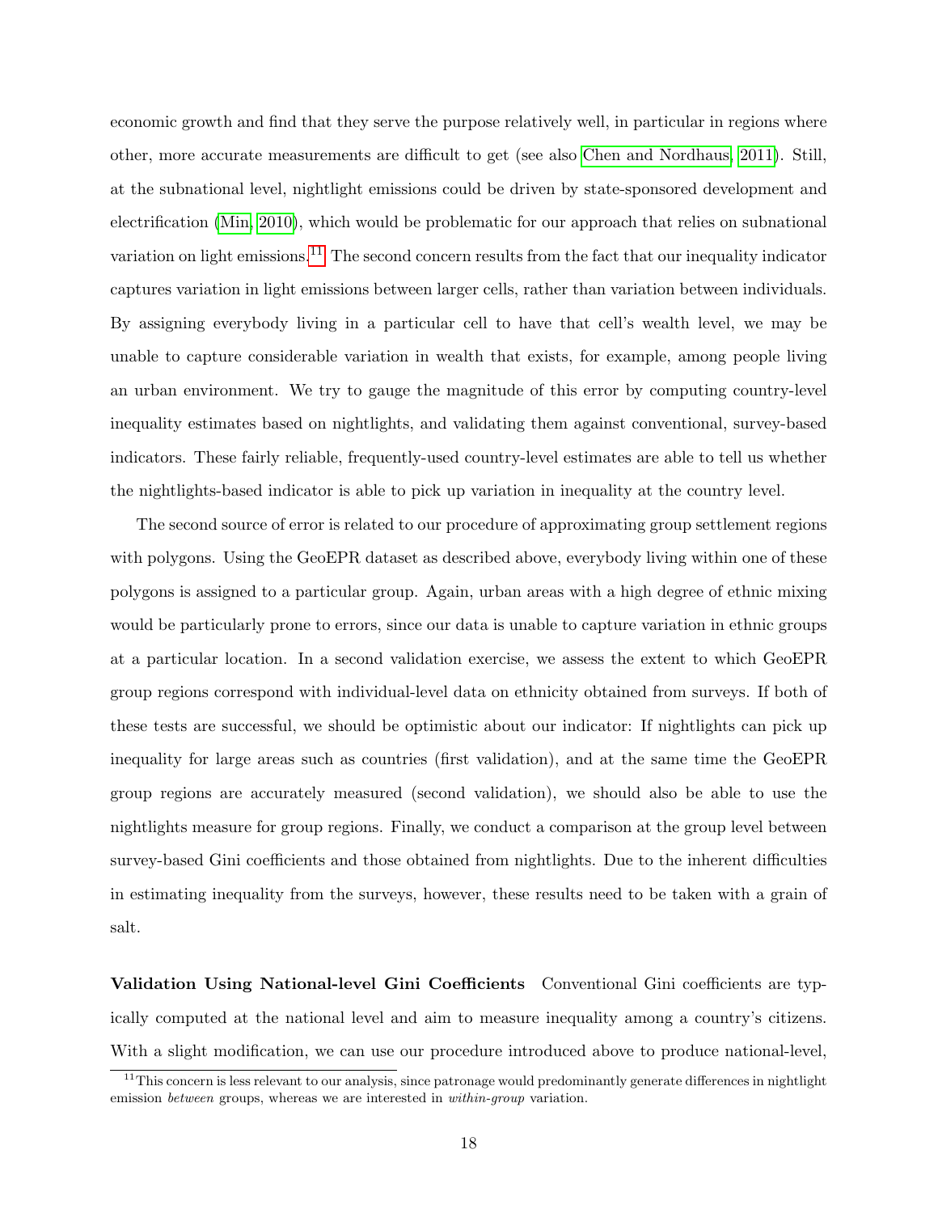economic growth and find that they serve the purpose relatively well, in particular in regions where other, more accurate measurements are difficult to get (see also Chen and Nordhaus, 2011). Still, at the subnational level, nightlight emissions could be driven by state-sponsored development and electrification (Min, 2010), which would be problematic for our approach that relies on subnational variation on light emissions.[11] The second concern results from the fact that our inequality indicator captures variation in light emissions between larger cells, rather than variation between individuals. By assigning everybody living in a particular cell to have that cell's wealth level, we may be unable to capture considerable variation in wealth that exists, for example, among people living an urban environment. We try to gauge the magnitude of this error by computing country-level inequality estimates based on nightlights, and validating them against conventional, survey-based indicators. These fairly reliable, frequently-used country-level estimates are able to tell us whether the nightlights-based indicator is able to pick up variation in inequality at the country level.

The second source of error is related to our procedure of approximating group settlement regions with polygons. Using the GeoEPR dataset as described above, everybody living within one of these polygons is assigned to a particular group. Again, urban areas with a high degree of ethnic mixing would be particularly prone to errors, since our data is unable to capture variation in ethnic groups at a particular location. In a second validation exercise, we assess the extent to which GeoEPR group regions correspond with individual-level data on ethnicity obtained from surveys. If both of these tests are successful, we should be optimistic about our indicator: If nightlights can pick up inequality for large areas such as countries (first validation), and at the same time the GeoEPR group regions are accurately measured (second validation), we should also be able to use the nightlights measure for group regions. Finally, we conduct a comparison at the group level between survey-based Gini coefficients and those obtained from nightlights. Due to the inherent difficulties in estimating inequality from the surveys, however, these results need to be taken with a grain of salt.

**Validation Using National-level Gini Coefficients** Conventional Gini coefficients are typically computed at the national level and aim to measure inequality among a country's citizens. With a slight modification, we can use our procedure introduced above to produce national-level,

[11] This concern is less relevant to our analysis, since patronage would predominantly generate differences in nightlight emission *between* groups, whereas we are interested in *within-group* variation.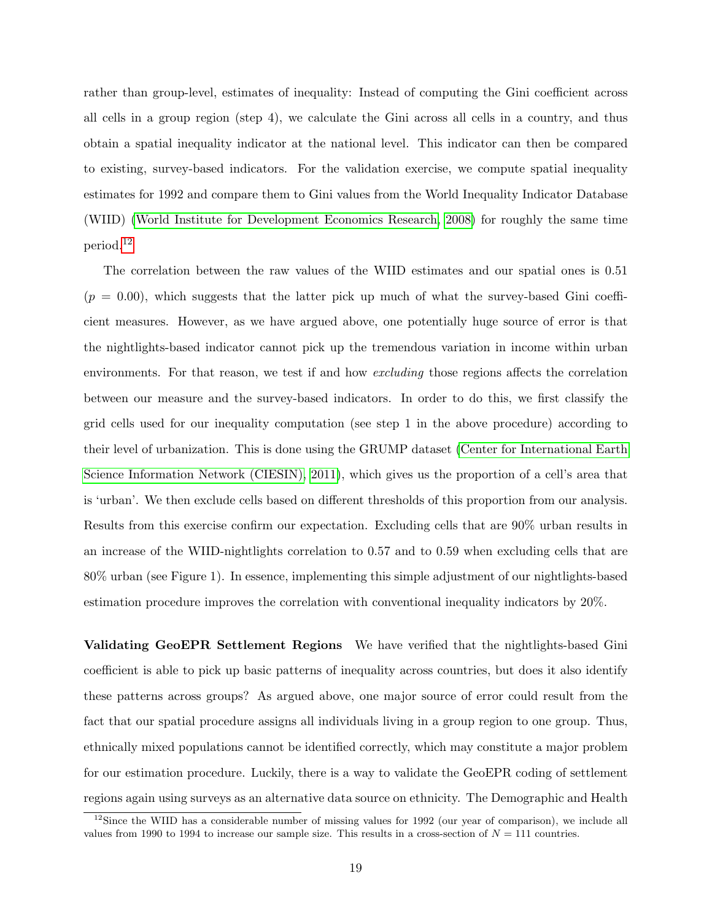rather than group-level, estimates of inequality: Instead of computing the Gini coefficient across all cells in a group region (step 4), we calculate the Gini across all cells in a country, and thus obtain a spatial inequality indicator at the national level. This indicator can then be compared to existing, survey-based indicators. For the validation exercise, we compute spatial inequality estimates for 1992 and compare them to Gini values from the World Inequality Indicator Database (WIID) (World Institute for Development Economics Research, 2008) for roughly the same time period.[12]

The correlation between the raw values of the WIID estimates and our spatial ones is 0.51 ($p = 0.00$), which suggests that the latter pick up much of what the survey-based Gini coefficient measures. However, as we have argued above, one potentially huge source of error is that the nightlights-based indicator cannot pick up the tremendous variation in income within urban environments. For that reason, we test if and how *excluding* those regions affects the correlation between our measure and the survey-based indicators. In order to do this, we first classify the grid cells used for our inequality computation (see step 1 in the above procedure) according to their level of urbanization. This is done using the GRUMP dataset (Center for International Earth Science Information Network (CIESIN), 2011), which gives us the proportion of a cell's area that is 'urban'. We then exclude cells based on different thresholds of this proportion from our analysis. Results from this exercise confirm our expectation. Excluding cells that are 90% urban results in an increase of the WIID-nightlights correlation to 0.57 and to 0.59 when excluding cells that are 80% urban (see Figure 1). In essence, implementing this simple adjustment of our nightlights-based estimation procedure improves the correlation with conventional inequality indicators by 20%.

**Validating GeoEPR Settlement Regions** We have verified that the nightlights-based Gini coefficient is able to pick up basic patterns of inequality across countries, but does it also identify these patterns across groups? As argued above, one major source of error could result from the fact that our spatial procedure assigns all individuals living in a group region to one group. Thus, ethnically mixed populations cannot be identified correctly, which may constitute a major problem for our estimation procedure. Luckily, there is a way to validate the GeoEPR coding of settlement regions again using surveys as an alternative data source on ethnicity. The Demographic and Health

[12] Since the WIID has a considerable number of missing values for 1992 (our year of comparison), we include all values from 1990 to 1994 to increase our sample size. This results in a cross-section of $N = 111$ countries.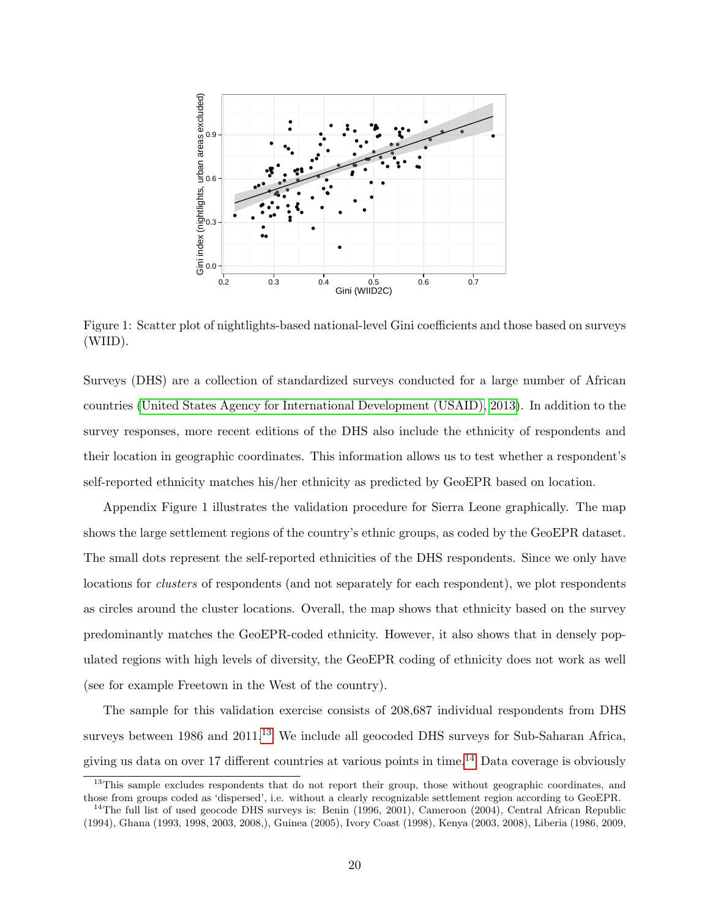Figure 1: Scatter plot of nightlights-based national-level Gini coefficients and those based on surveys (WIID).

Surveys (DHS) are a collection of standardized surveys conducted for a large number of African countries (United States Agency for International Development (USAID), 2013). In addition to the survey responses, more recent editions of the DHS also include the ethnicity of respondents and their location in geographic coordinates. This information allows us to test whether a respondent's self-reported ethnicity matches his/her ethnicity as predicted by GeoEPR based on location.

Appendix Figure 1 illustrates the validation procedure for Sierra Leone graphically. The map shows the large settlement regions of the country's ethnic groups, as coded by the GeoEPR dataset. The small dots represent the self-reported ethnicities of the DHS respondents. Since we only have locations for *clusters* of respondents (and not separately for each respondent), we plot respondents as circles around the cluster locations. Overall, the map shows that ethnicity based on the survey predominantly matches the GeoEPR-coded ethnicity. However, it also shows that in densely populated regions with high levels of diversity, the GeoEPR coding of ethnicity does not work as well (see for example Freetown in the West of the country).

The sample for this validation exercise consists of 208,687 individual respondents from DHS surveys between 1986 and 2011.[13] We include all geocoded DHS surveys for Sub-Saharan Africa, giving us data on over 17 different countries at various points in time.[14] Data coverage is obviously

[13] This sample excludes respondents that do not report their group, those without geographic coordinates, and those from groups coded as 'dispersed', i.e. without a clearly recognizable settlement region according to GeoEPR.

[14] The full list of used geocode DHS surveys is: Benin (1996, 2001), Cameroon (2004), Central African Republic (1994), Ghana (1993, 1998, 2003, 2008,), Guinea (2005), Ivory Coast (1998), Kenya (2003, 2008), Liberia (1986, 2009,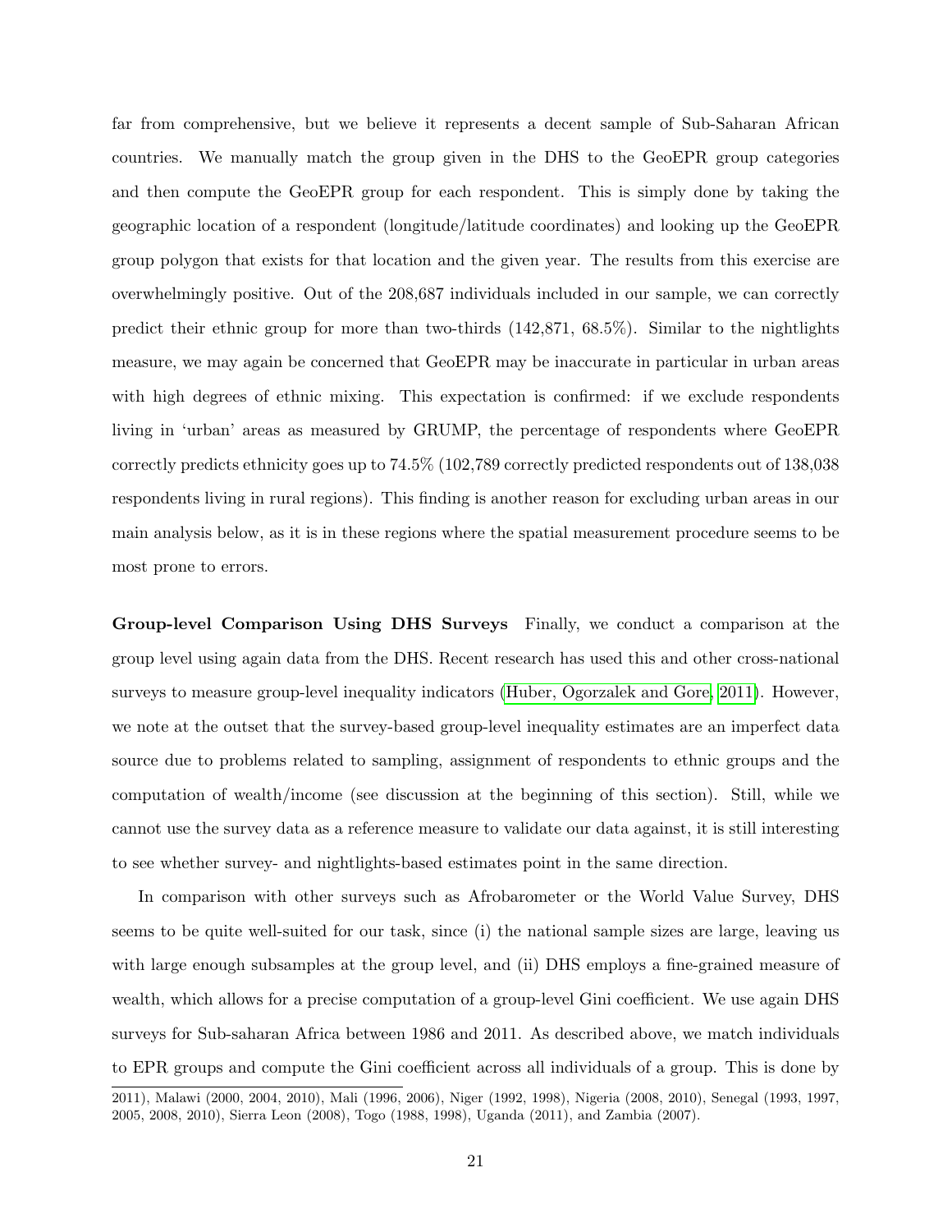far from comprehensive, but we believe it represents a decent sample of Sub-Saharan African countries. We manually match the group given in the DHS to the GeoEPR group categories and then compute the GeoEPR group for each respondent. This is simply done by taking the geographic location of a respondent (longitude/latitude coordinates) and looking up the GeoEPR group polygon that exists for that location and the given year. The results from this exercise are overwhelmingly positive. Out of the 208,687 individuals included in our sample, we can correctly predict their ethnic group for more than two-thirds (142,871, 68.5%). Similar to the nightlights measure, we may again be concerned that GeoEPR may be inaccurate in particular in urban areas with high degrees of ethnic mixing. This expectation is confirmed: if we exclude respondents living in 'urban' areas as measured by GRUMP, the percentage of respondents where GeoEPR correctly predicts ethnicity goes up to 74.5% (102,789 correctly predicted respondents out of 138,038 respondents living in rural regions). This finding is another reason for excluding urban areas in our main analysis below, as it is in these regions where the spatial measurement procedure seems to be most prone to errors.

**Group-level Comparison Using DHS Surveys** Finally, we conduct a comparison at the group level using again data from the DHS. Recent research has used this and other cross-national surveys to measure group-level inequality indicators (Huber, Ogorzalek and Gore, 2011). However, we note at the outset that the survey-based group-level inequality estimates are an imperfect data source due to problems related to sampling, assignment of respondents to ethnic groups and the computation of wealth/income (see discussion at the beginning of this section). Still, while we cannot use the survey data as a reference measure to validate our data against, it is still interesting to see whether survey- and nightlights-based estimates point in the same direction.

In comparison with other surveys such as Afrobarometer or the World Value Survey, DHS seems to be quite well-suited for our task, since (i) the national sample sizes are large, leaving us with large enough subsamples at the group level, and (ii) DHS employs a fine-grained measure of wealth, which allows for a precise computation of a group-level Gini coefficient. We use again DHS surveys for Sub-saharan Africa between 1986 and 2011. As described above, we match individuals to EPR groups and compute the Gini coefficient across all individuals of a group. This is done by

2011), Malawi (2000, 2004, 2010), Mali (1996, 2006), Niger (1992, 1998), Nigeria (2008, 2010), Senegal (1993, 1997, 2005, 2008, 2010), Sierra Leon (2008), Togo (1988, 1998), Uganda (2011), and Zambia (2007).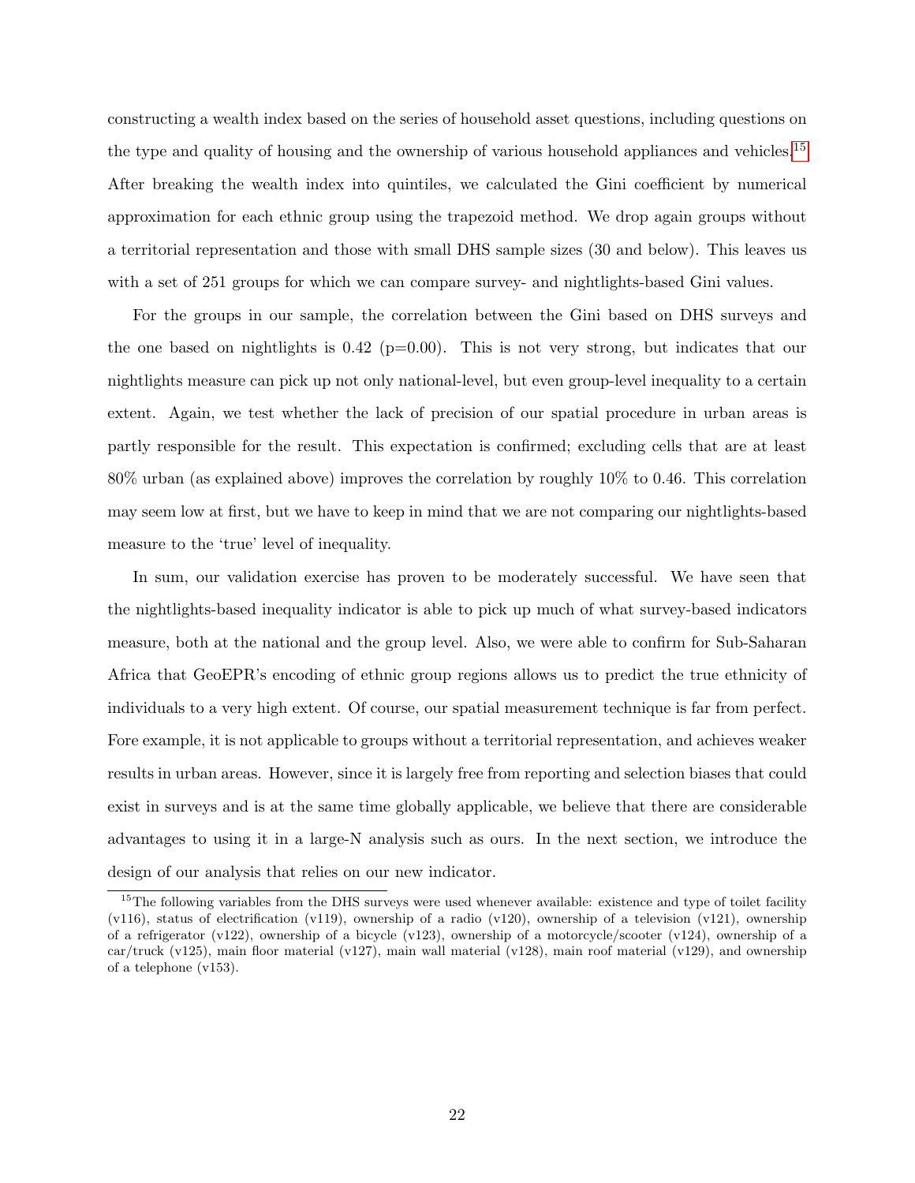constructing a wealth index based on the series of household asset questions, including questions on the type and quality of housing and the ownership of various household appliances and vehicles.[15] After breaking the wealth index into quintiles, we calculated the Gini coefficient by numerical approximation for each ethnic group using the trapezoid method. We drop again groups without a territorial representation and those with small DHS sample sizes (30 and below). This leaves us with a set of 251 groups for which we can compare survey- and nightlights-based Gini values.

For the groups in our sample, the correlation between the Gini based on DHS surveys and the one based on nightlights is 0.42 (p=0.00). This is not very strong, but indicates that our nightlights measure can pick up not only national-level, but even group-level inequality to a certain extent. Again, we test whether the lack of precision of our spatial procedure in urban areas is partly responsible for the result. This expectation is confirmed; excluding cells that are at least 80% urban (as explained above) improves the correlation by roughly 10% to 0.46. This correlation may seem low at first, but we have to keep in mind that we are not comparing our nightlights-based measure to the 'true' level of inequality.

In sum, our validation exercise has proven to be moderately successful. We have seen that the nightlights-based inequality indicator is able to pick up much of what survey-based indicators measure, both at the national and the group level. Also, we were able to confirm for Sub-Saharan Africa that GeoEPR's encoding of ethnic group regions allows us to predict the true ethnicity of individuals to a very high extent. Of course, our spatial measurement technique is far from perfect. Fore example, it is not applicable to groups without a territorial representation, and achieves weaker results in urban areas. However, since it is largely free from reporting and selection biases that could exist in surveys and is at the same time globally applicable, we believe that there are considerable advantages to using it in a large-N analysis such as ours. In the next section, we introduce the design of our analysis that relies on our new indicator.

[15] The following variables from the DHS surveys were used whenever available: existence and type of toilet facility (v116), status of electrification (v119), ownership of a radio (v120), ownership of a television (v121), ownership of a refrigerator (v122), ownership of a bicycle (v123), ownership of a motorcycle/scooter (v124), ownership of a car/truck (v125), main floor material (v127), main wall material (v128), main roof material (v129), and ownership of a telephone (v153).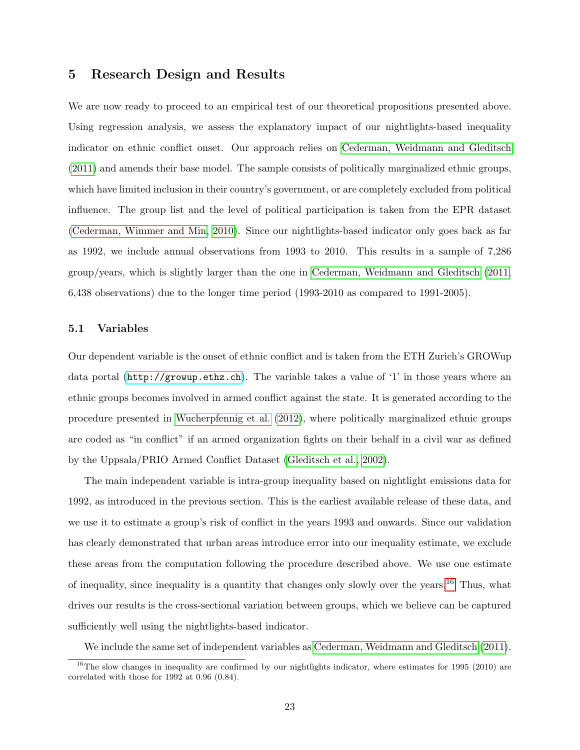## 5 Research Design and Results

We are now ready to proceed to an empirical test of our theoretical propositions presented above. Using regression analysis, we assess the explanatory impact of our nightlights-based inequality indicator on ethnic conflict onset. Our approach relies on Cederman, Weidmann and Gleditsch (2011) and amends their base model. The sample consists of politically marginalized ethnic groups, which have limited inclusion in their country's government, or are completely excluded from political influence. The group list and the level of political participation is taken from the EPR dataset (Cederman, Wimmer and Min, 2010). Since our nightlights-based indicator only goes back as far as 1992, we include annual observations from 1993 to 2010. This results in a sample of 7,286 group/years, which is slightly larger than the one in Cederman, Weidmann and Gleditsch (2011, 6,438 observations) due to the longer time period (1993-2010 as compared to 1991-2005).

### 5.1 Variables

Our dependent variable is the onset of ethnic conflict and is taken from the ETH Zurich's GROWup data portal (`http://growup.ethz.ch`). The variable takes a value of '1' in those years where an ethnic groups becomes involved in armed conflict against the state. It is generated according to the procedure presented in Wucherpfennig et al. (2012), where politically marginalized ethnic groups are coded as "in conflict" if an armed organization fights on their behalf in a civil war as defined by the Uppsala/PRIO Armed Conflict Dataset (Gleditsch et al., 2002).

The main independent variable is intra-group inequality based on nightlight emissions data for 1992, as introduced in the previous section. This is the earliest available release of these data, and we use it to estimate a group's risk of conflict in the years 1993 and onwards. Since our validation has clearly demonstrated that urban areas introduce error into our inequality estimate, we exclude these areas from the computation following the procedure described above. We use one estimate of inequality, since inequality is a quantity that changes only slowly over the years.[16] Thus, what drives our results is the cross-sectional variation between groups, which we believe can be captured sufficiently well using the nightlights-based indicator.

We include the same set of independent variables as Cederman, Weidmann and Gleditsch (2011).

[16] The slow changes in inequality are confirmed by our nightlights indicator, where estimates for 1995 (2010) are correlated with those for 1992 at 0.96 (0.84).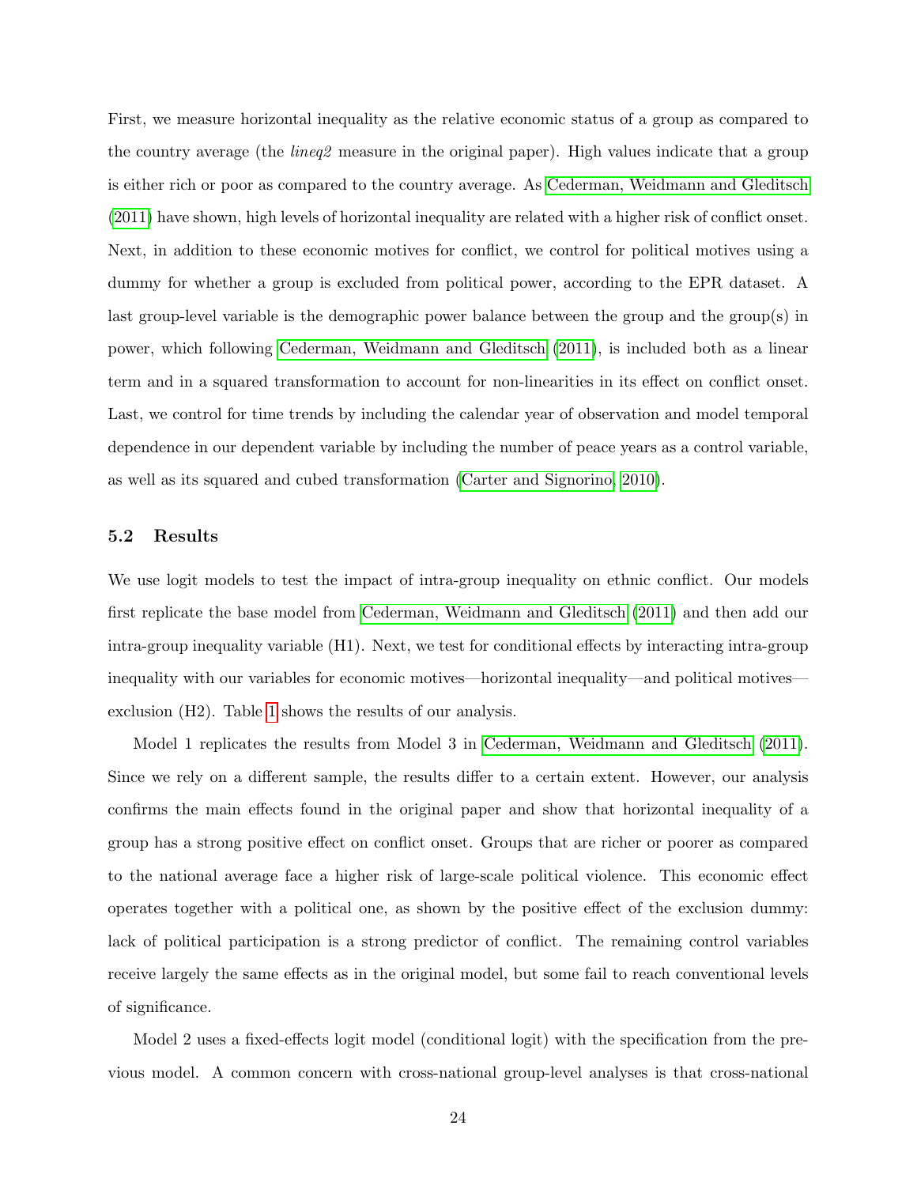First, we measure horizontal inequality as the relative economic status of a group as compared to the country average (the *lineq2* measure in the original paper). High values indicate that a group is either rich or poor as compared to the country average. As Cederman, Weidmann and Gleditsch (2011) have shown, high levels of horizontal inequality are related with a higher risk of conflict onset. Next, in addition to these economic motives for conflict, we control for political motives using a dummy for whether a group is excluded from political power, according to the EPR dataset. A last group-level variable is the demographic power balance between the group and the group(s) in power, which following Cederman, Weidmann and Gleditsch (2011), is included both as a linear term and in a squared transformation to account for non-linearities in its effect on conflict onset. Last, we control for time trends by including the calendar year of observation and model temporal dependence in our dependent variable by including the number of peace years as a control variable, as well as its squared and cubed transformation (Carter and Signorino, 2010).

### 5.2 Results

We use logit models to test the impact of intra-group inequality on ethnic conflict. Our models first replicate the base model from Cederman, Weidmann and Gleditsch (2011) and then add our intra-group inequality variable (H1). Next, we test for conditional effects by interacting intra-group inequality with our variables for economic motives—horizontal inequality—and political motives—exclusion (H2). Table 1 shows the results of our analysis.

Model 1 replicates the results from Model 3 in Cederman, Weidmann and Gleditsch (2011). Since we rely on a different sample, the results differ to a certain extent. However, our analysis confirms the main effects found in the original paper and show that horizontal inequality of a group has a strong positive effect on conflict onset. Groups that are richer or poorer as compared to the national average face a higher risk of large-scale political violence. This economic effect operates together with a political one, as shown by the positive effect of the exclusion dummy: lack of political participation is a strong predictor of conflict. The remaining control variables receive largely the same effects as in the original model, but some fail to reach conventional levels of significance.

Model 2 uses a fixed-effects logit model (conditional logit) with the specification from the previous model. A common concern with cross-national group-level analyses is that cross-national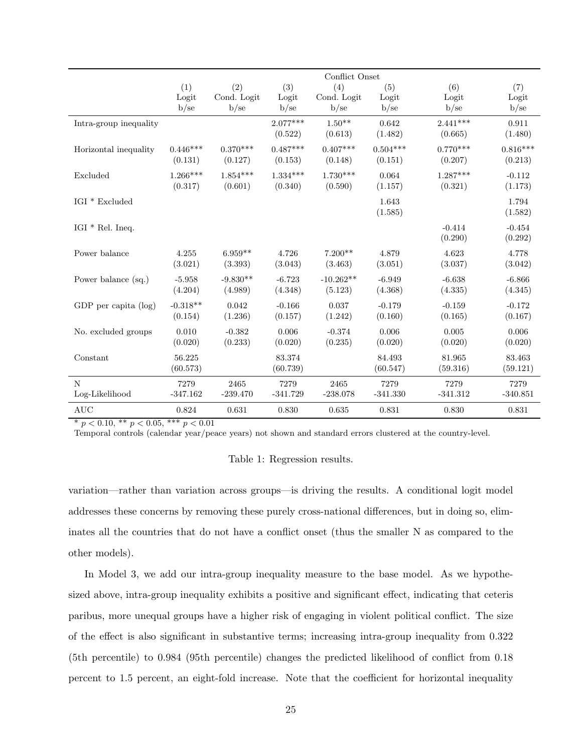| | Conflict Onset | | | | | | |
|---|---|---|---|---|---|---|---|
| | (1) | (2) | (3) | (4) | (5) | (6) | (7) |
| | Logit | Cond. Logit | Logit | Cond. Logit | Logit | Logit | Logit |
| | b/se | b/se | b/se | b/se | b/se | b/se | b/se |
| Intra-group inequality | | | 2.077*** | 1.50** | 0.642 | 2.441*** | 0.911 |
| | | | (0.522) | (0.613) | (1.482) | (0.665) | (1.480) |
| Horizontal inequality | 0.446*** | 0.370*** | 0.487*** | 0.407*** | 0.504*** | 0.770*** | 0.816*** |
| | (0.131) | (0.127) | (0.153) | (0.148) | (0.151) | (0.207) | (0.213) |
| Excluded | 1.266*** | 1.854*** | 1.334*** | 1.730*** | 0.064 | 1.287*** | -0.112 |
| | (0.317) | (0.601) | (0.340) | (0.590) | (1.157) | (0.321) | (1.173) |
| IGI * Excluded | | | | | 1.643 | | 1.794 |
| | | | | | (1.585) | | (1.582) |
| IGI * Rel. Ineq. | | | | | | -0.414 | -0.454 |
| | | | | | | (0.290) | (0.292) |
| Power balance | 4.255 | 6.959** | 4.726 | 7.200** | 4.879 | 4.623 | 4.778 |
| | (3.021) | (3.393) | (3.043) | (3.463) | (3.051) | (3.037) | (3.042) |
| Power balance (sq.) | -5.958 | -9.830** | -6.723 | -10.262** | -6.949 | -6.638 | -6.866 |
| | (4.204) | (4.989) | (4.348) | (5.123) | (4.368) | (4.335) | (4.345) |
| GDP per capita (log) | -0.318** | 0.042 | -0.166 | 0.037 | -0.179 | -0.159 | -0.172 |
| | (0.154) | (1.236) | (0.157) | (1.242) | (0.160) | (0.165) | (0.167) |
| No. excluded groups | 0.010 | -0.382 | 0.006 | -0.374 | 0.006 | 0.005 | 0.006 |
| | (0.020) | (0.233) | (0.020) | (0.235) | (0.020) | (0.020) | (0.020) |
| Constant | 56.225 | | 83.374 | | 84.493 | 81.965 | 83.463 |
| | (60.573) | | (60.739) | | (60.547) | (59.316) | (59.121) |
| N | 7279 | 2465 | 7279 | 2465 | 7279 | 7279 | 7279 |
| Log-Likelihood | -347.162 | -239.470 | -341.729 | -238.078 | -341.330 | -341.312 | -340.851 |
| AUC | 0.824 | 0.631 | 0.830 | 0.635 | 0.831 | 0.830 | 0.831 |

* $p < 0.10$, ** $p < 0.05$, *** $p < 0.01$

Temporal controls (calendar year/peace years) not shown and standard errors clustered at the country-level.

Table 1: Regression results.

variation—rather than variation across groups—is driving the results. A conditional logit model addresses these concerns by removing these purely cross-national differences, but in doing so, eliminates all the countries that do not have a conflict onset (thus the smaller N as compared to the other models).

In Model 3, we add our intra-group inequality measure to the base model. As we hypothesized above, intra-group inequality exhibits a positive and significant effect, indicating that ceteris paribus, more unequal groups have a higher risk of engaging in violent political conflict. The size of the effect is also significant in substantive terms; increasing intra-group inequality from 0.322 (5th percentile) to 0.984 (95th percentile) changes the predicted likelihood of conflict from 0.18 percent to 1.5 percent, an eight-fold increase. Note that the coefficient for horizontal inequality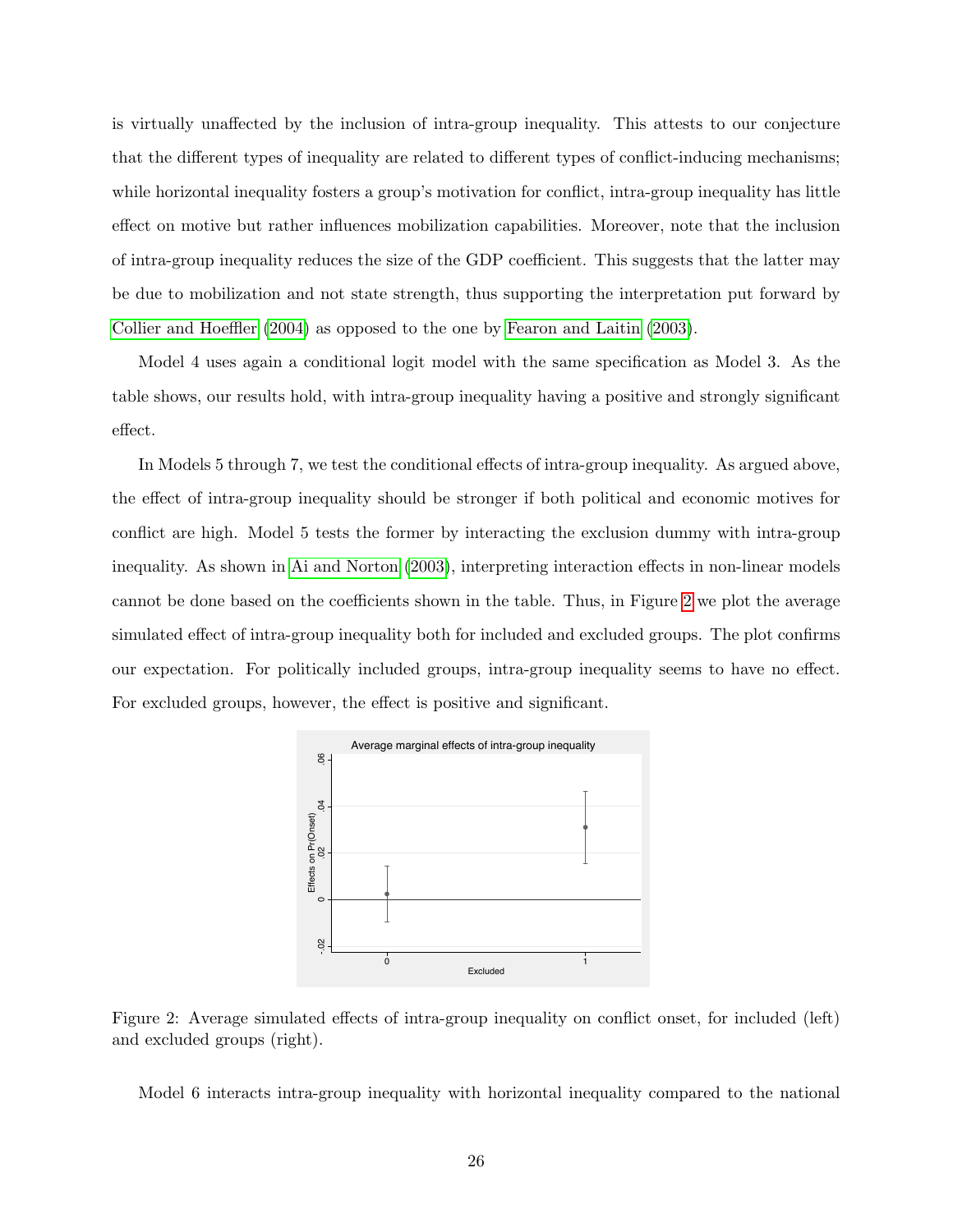is virtually unaffected by the inclusion of intra-group inequality. This attests to our conjecture that the different types of inequality are related to different types of conflict-inducing mechanisms; while horizontal inequality fosters a group's motivation for conflict, intra-group inequality has little effect on motive but rather influences mobilization capabilities. Moreover, note that the inclusion of intra-group inequality reduces the size of the GDP coefficient. This suggests that the latter may be due to mobilization and not state strength, thus supporting the interpretation put forward by Collier and Hoeffler (2004) as opposed to the one by Fearon and Laitin (2003).

Model 4 uses again a conditional logit model with the same specification as Model 3. As the table shows, our results hold, with intra-group inequality having a positive and strongly significant effect.

In Models 5 through 7, we test the conditional effects of intra-group inequality. As argued above, the effect of intra-group inequality should be stronger if both political and economic motives for conflict are high. Model 5 tests the former by interacting the exclusion dummy with intra-group inequality. As shown in Ai and Norton (2003), interpreting interaction effects in non-linear models cannot be done based on the coefficients shown in the table. Thus, in Figure 2 we plot the average simulated effect of intra-group inequality both for included and excluded groups. The plot confirms our expectation. For politically included groups, intra-group inequality seems to have no effect. For excluded groups, however, the effect is positive and significant.

Figure 2: Average simulated effects of intra-group inequality on conflict onset, for included (left) and excluded groups (right).

Model 6 interacts intra-group inequality with horizontal inequality compared to the national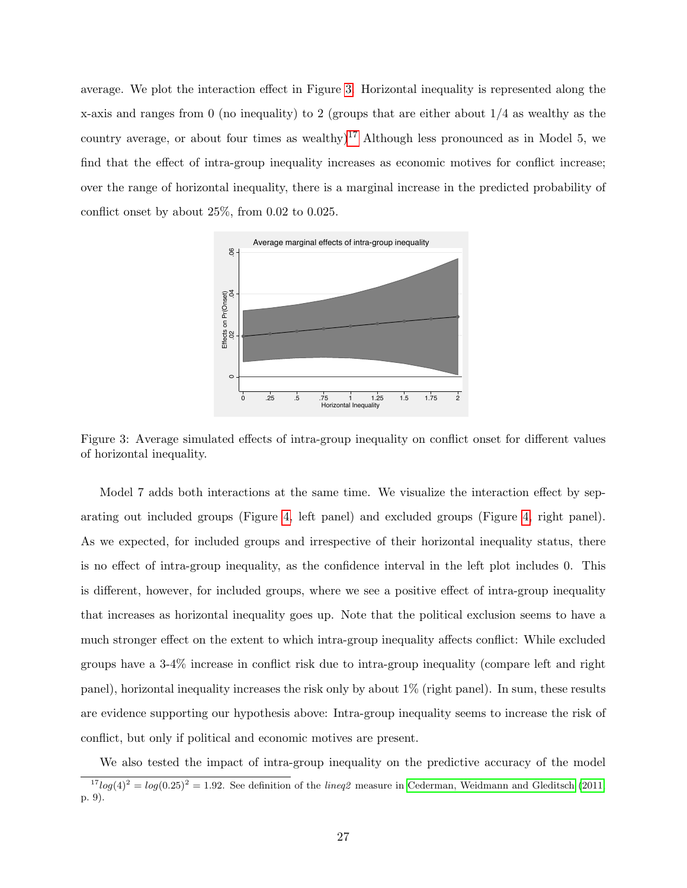average. We plot the interaction effect in Figure 3. Horizontal inequality is represented along the x-axis and ranges from 0 (no inequality) to 2 (groups that are either about 1/4 as wealthy as the country average, or about four times as wealthy)[17] Although less pronounced as in Model 5, we find that the effect of intra-group inequality increases as economic motives for conflict increase; over the range of horizontal inequality, there is a marginal increase in the predicted probability of conflict onset by about 25%, from 0.02 to 0.025.

Figure 3: Average simulated effects of intra-group inequality on conflict onset for different values of horizontal inequality.

Model 7 adds both interactions at the same time. We visualize the interaction effect by separating out included groups (Figure 4, left panel) and excluded groups (Figure 4, right panel). As we expected, for included groups and irrespective of their horizontal inequality status, there is no effect of intra-group inequality, as the confidence interval in the left plot includes 0. This is different, however, for included groups, where we see a positive effect of intra-group inequality that increases as horizontal inequality goes up. Note that the political exclusion seems to have a much stronger effect on the extent to which intra-group inequality affects conflict: While excluded groups have a 3-4% increase in conflict risk due to intra-group inequality (compare left and right panel), horizontal inequality increases the risk only by about 1% (right panel). In sum, these results are evidence supporting our hypothesis above: Intra-group inequality seems to increase the risk of conflict, but only if political and economic motives are present.

We also tested the impact of intra-group inequality on the predictive accuracy of the model

[17] $log(4)^2 = log(0.25)^2 = 1.92$. See definition of the *lineq2* measure in Cederman, Weidmann and Gleditsch (2011, p. 9).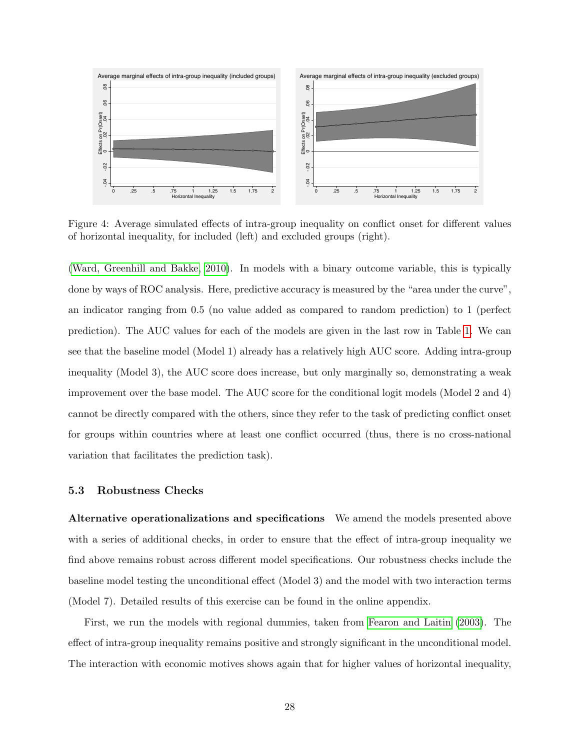Figure 4: Average simulated effects of intra-group inequality on conflict onset for different values of horizontal inequality, for included (left) and excluded groups (right).

(Ward, Greenhill and Bakke, 2010). In models with a binary outcome variable, this is typically done by ways of ROC analysis. Here, predictive accuracy is measured by the "area under the curve", an indicator ranging from 0.5 (no value added as compared to random prediction) to 1 (perfect prediction). The AUC values for each of the models are given in the last row in Table 1. We can see that the baseline model (Model 1) already has a relatively high AUC score. Adding intra-group inequality (Model 3), the AUC score does increase, but only marginally so, demonstrating a weak improvement over the base model. The AUC score for the conditional logit models (Model 2 and 4) cannot be directly compared with the others, since they refer to the task of predicting conflict onset for groups within countries where at least one conflict occurred (thus, there is no cross-national variation that facilitates the prediction task).

### 5.3 Robustness Checks

**Alternative operationalizations and specifications** We amend the models presented above with a series of additional checks, in order to ensure that the effect of intra-group inequality we find above remains robust across different model specifications. Our robustness checks include the baseline model testing the unconditional effect (Model 3) and the model with two interaction terms (Model 7). Detailed results of this exercise can be found in the online appendix.

First, we run the models with regional dummies, taken from Fearon and Laitin (2003). The effect of intra-group inequality remains positive and strongly significant in the unconditional model. The interaction with economic motives shows again that for higher values of horizontal inequality,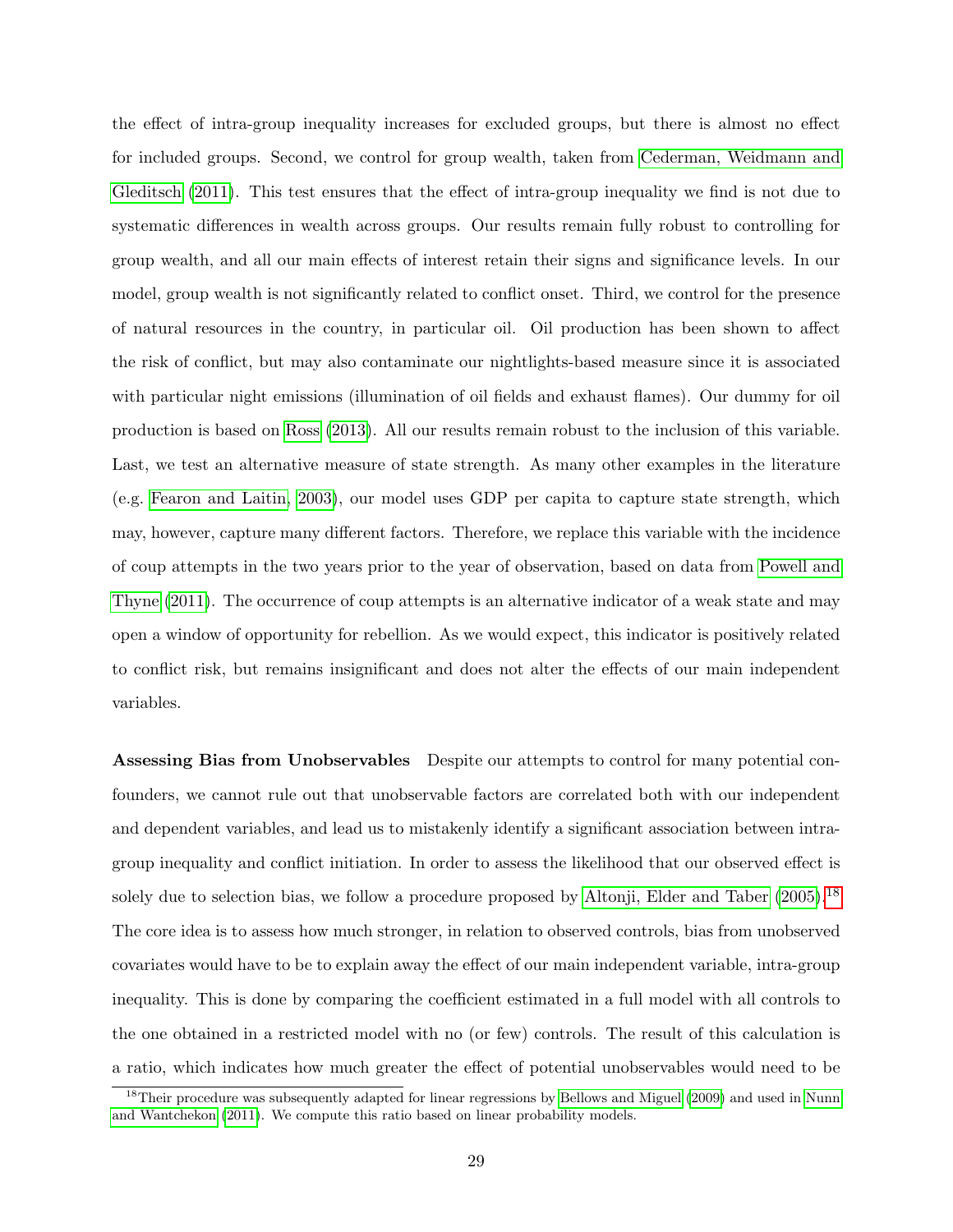the effect of intra-group inequality increases for excluded groups, but there is almost no effect for included groups. Second, we control for group wealth, taken from Cederman, Weidmann and Gleditsch (2011). This test ensures that the effect of intra-group inequality we find is not due to systematic differences in wealth across groups. Our results remain fully robust to controlling for group wealth, and all our main effects of interest retain their signs and significance levels. In our model, group wealth is not significantly related to conflict onset. Third, we control for the presence of natural resources in the country, in particular oil. Oil production has been shown to affect the risk of conflict, but may also contaminate our nightlights-based measure since it is associated with particular night emissions (illumination of oil fields and exhaust flames). Our dummy for oil production is based on Ross (2013). All our results remain robust to the inclusion of this variable. Last, we test an alternative measure of state strength. As many other examples in the literature (e.g. Fearon and Laitin, 2003), our model uses GDP per capita to capture state strength, which may, however, capture many different factors. Therefore, we replace this variable with the incidence of coup attempts in the two years prior to the year of observation, based on data from Powell and Thyne (2011). The occurrence of coup attempts is an alternative indicator of a weak state and may open a window of opportunity for rebellion. As we would expect, this indicator is positively related to conflict risk, but remains insignificant and does not alter the effects of our main independent variables.

**Assessing Bias from Unobservables** Despite our attempts to control for many potential confounders, we cannot rule out that unobservable factors are correlated both with our independent and dependent variables, and lead us to mistakenly identify a significant association between intra-group inequality and conflict initiation. In order to assess the likelihood that our observed effect is solely due to selection bias, we follow a procedure proposed by Altonji, Elder and Taber (2005).[18] The core idea is to assess how much stronger, in relation to observed controls, bias from unobserved covariates would have to be to explain away the effect of our main independent variable, intra-group inequality. This is done by comparing the coefficient estimated in a full model with all controls to the one obtained in a restricted model with no (or few) controls. The result of this calculation is a ratio, which indicates how much greater the effect of potential unobservables would need to be

[18] Their procedure was subsequently adapted for linear regressions by Bellows and Miguel (2009) and used in Nunn and Wantchekon (2011). We compute this ratio based on linear probability models.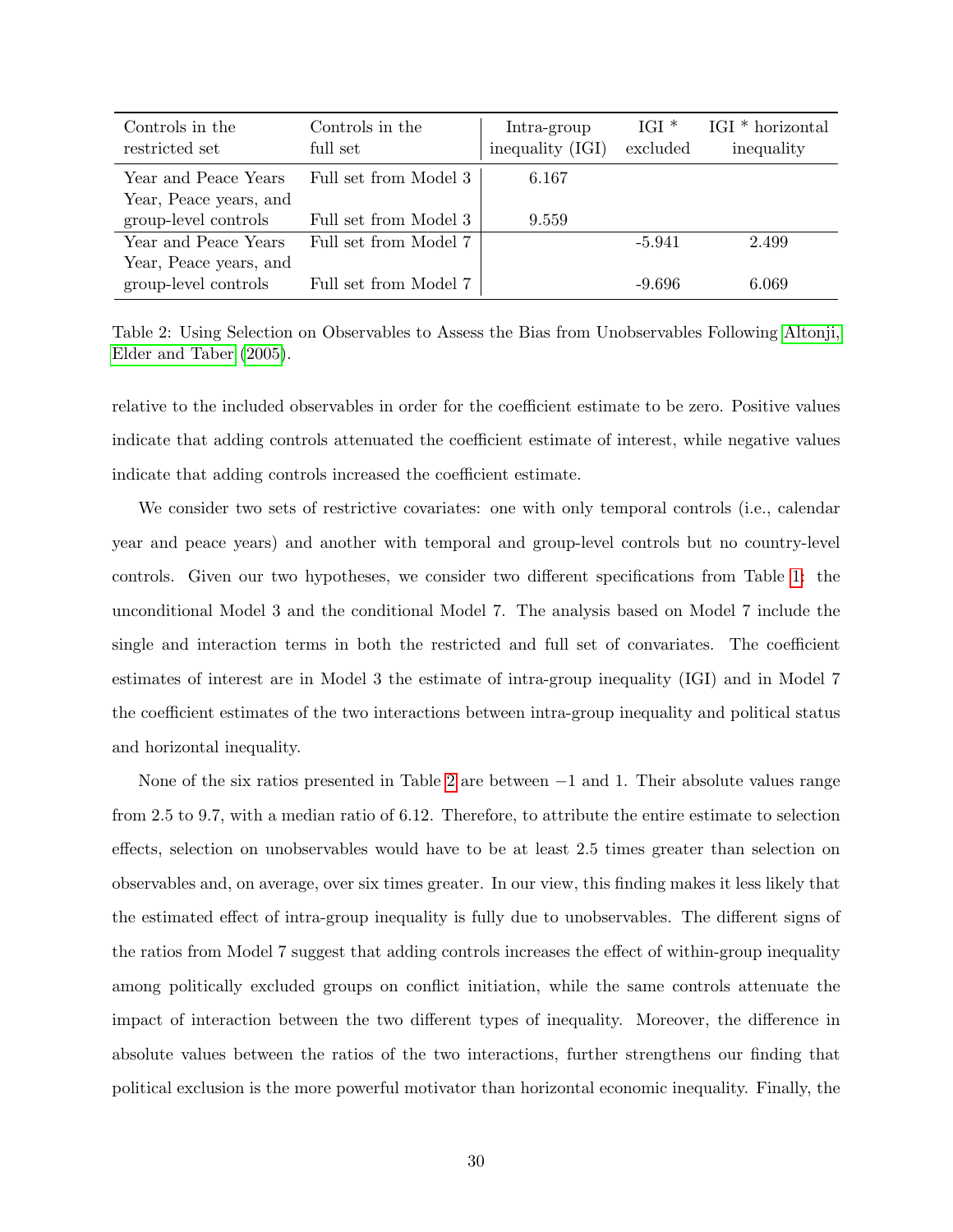| Controls in the restricted set | Controls in the full set | Intra-group inequality (IGI) | IGI * excluded | IGI * horizontal inequality |
|---|---|---|---|---|
| Year and Peace Years | Full set from Model 3 | 6.167 | | |
| Year, Peace years, and group-level controls | Full set from Model 3 | 9.559 | | |
| Year and Peace Years | Full set from Model 7 | | -5.941 | 2.499 |
| Year, Peace years, and group-level controls | Full set from Model 7 | | -9.696 | 6.069 |

Table 2: Using Selection on Observables to Assess the Bias from Unobservables Following Altonji, Elder and Taber (2005).

relative to the included observables in order for the coefficient estimate to be zero. Positive values indicate that adding controls attenuated the coefficient estimate of interest, while negative values indicate that adding controls increased the coefficient estimate.

We consider two sets of restrictive covariates: one with only temporal controls (i.e., calendar year and peace years) and another with temporal and group-level controls but no country-level controls. Given our two hypotheses, we consider two different specifications from Table 1: the unconditional Model 3 and the conditional Model 7. The analysis based on Model 7 include the single and interaction terms in both the restricted and full set of convariates. The coefficient estimates of interest are in Model 3 the estimate of intra-group inequality (IGI) and in Model 7 the coefficient estimates of the two interactions between intra-group inequality and political status and horizontal inequality.

None of the six ratios presented in Table 2 are between $-1$ and 1. Their absolute values range from 2.5 to 9.7, with a median ratio of 6.12. Therefore, to attribute the entire estimate to selection effects, selection on unobservables would have to be at least 2.5 times greater than selection on observables and, on average, over six times greater. In our view, this finding makes it less likely that the estimated effect of intra-group inequality is fully due to unobservables. The different signs of the ratios from Model 7 suggest that adding controls increases the effect of within-group inequality among politically excluded groups on conflict initiation, while the same controls attenuate the impact of interaction between the two different types of inequality. Moreover, the difference in absolute values between the ratios of the two interactions, further strengthens our finding that political exclusion is the more powerful motivator than horizontal economic inequality. Finally, the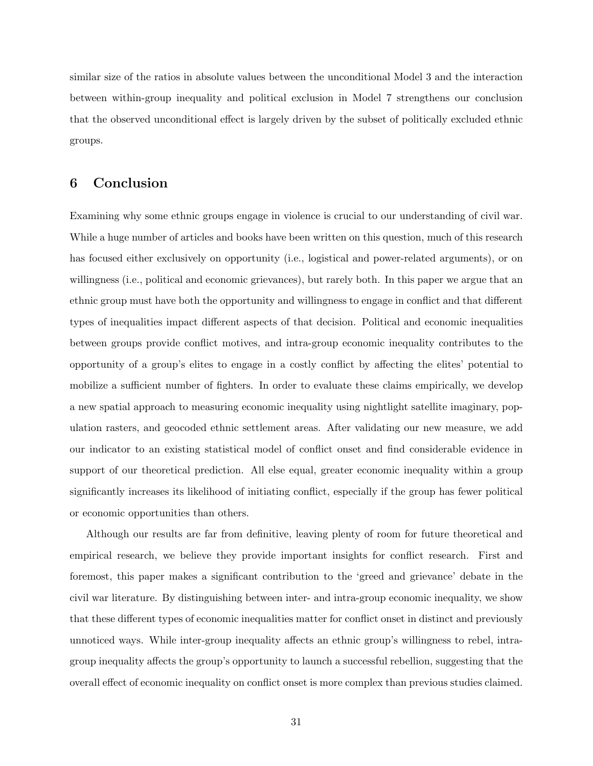similar size of the ratios in absolute values between the unconditional Model 3 and the interaction between within-group inequality and political exclusion in Model 7 strengthens our conclusion that the observed unconditional effect is largely driven by the subset of politically excluded ethnic groups.

## 6 Conclusion

Examining why some ethnic groups engage in violence is crucial to our understanding of civil war. While a huge number of articles and books have been written on this question, much of this research has focused either exclusively on opportunity (i.e., logistical and power-related arguments), or on willingness (i.e., political and economic grievances), but rarely both. In this paper we argue that an ethnic group must have both the opportunity and willingness to engage in conflict and that different types of inequalities impact different aspects of that decision. Political and economic inequalities between groups provide conflict motives, and intra-group economic inequality contributes to the opportunity of a group's elites to engage in a costly conflict by affecting the elites' potential to mobilize a sufficient number of fighters. In order to evaluate these claims empirically, we develop a new spatial approach to measuring economic inequality using nightlight satellite imaginary, population rasters, and geocoded ethnic settlement areas. After validating our new measure, we add our indicator to an existing statistical model of conflict onset and find considerable evidence in support of our theoretical prediction. All else equal, greater economic inequality within a group significantly increases its likelihood of initiating conflict, especially if the group has fewer political or economic opportunities than others.

Although our results are far from definitive, leaving plenty of room for future theoretical and empirical research, we believe they provide important insights for conflict research. First and foremost, this paper makes a significant contribution to the 'greed and grievance' debate in the civil war literature. By distinguishing between inter- and intra-group economic inequality, we show that these different types of economic inequalities matter for conflict onset in distinct and previously unnoticed ways. While inter-group inequality affects an ethnic group's willingness to rebel, intra-group inequality affects the group's opportunity to launch a successful rebellion, suggesting that the overall effect of economic inequality on conflict onset is more complex than previous studies claimed.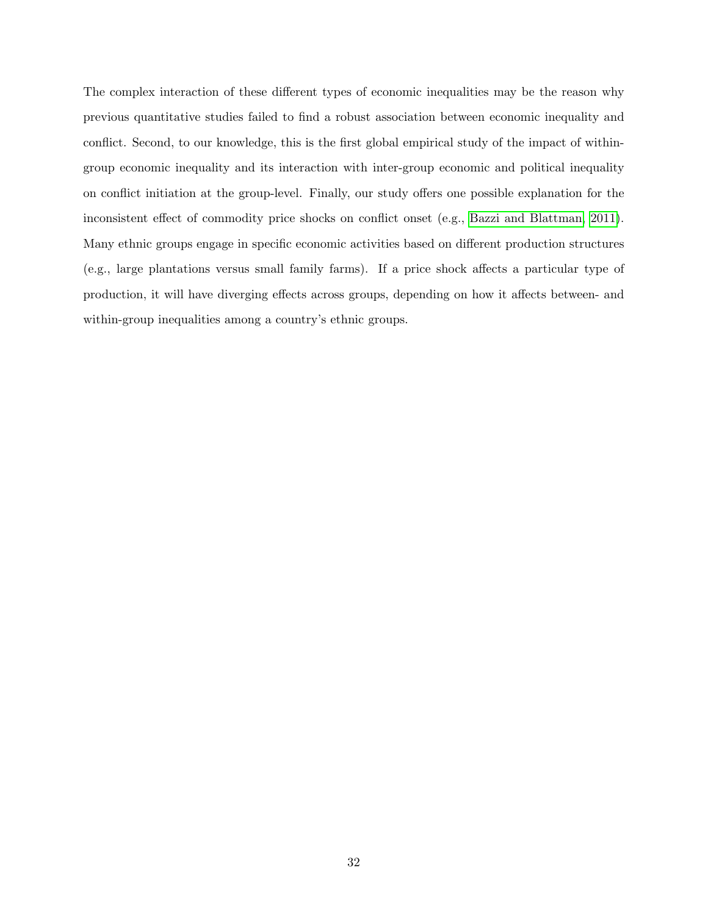The complex interaction of these different types of economic inequalities may be the reason why previous quantitative studies failed to find a robust association between economic inequality and conflict. Second, to our knowledge, this is the first global empirical study of the impact of within-group economic inequality and its interaction with inter-group economic and political inequality on conflict initiation at the group-level. Finally, our study offers one possible explanation for the inconsistent effect of commodity price shocks on conflict onset (e.g., Bazzi and Blattman, 2011). Many ethnic groups engage in specific economic activities based on different production structures (e.g., large plantations versus small family farms). If a price shock affects a particular type of production, it will have diverging effects across groups, depending on how it affects between- and within-group inequalities among a country's ethnic groups.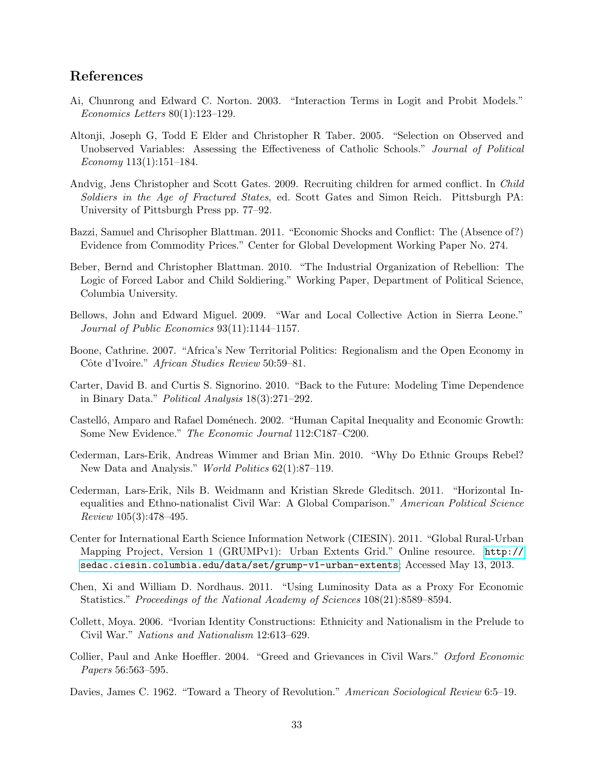## References

Ai, Chunrong and Edward C. Norton. 2003. "Interaction Terms in Logit and Probit Models." *Economics Letters* 80(1):123–129.

Altonji, Joseph G, Todd E Elder and Christopher R Taber. 2005. "Selection on Observed and Unobserved Variables: Assessing the Effectiveness of Catholic Schools." *Journal of Political Economy* 113(1):151–184.

Andvig, Jens Christopher and Scott Gates. 2009. Recruiting children for armed conflict. In *Child Soldiers in the Age of Fractured States*, ed. Scott Gates and Simon Reich. Pittsburgh PA: University of Pittsburgh Press pp. 77–92.

Bazzi, Samuel and Chrisopher Blattman. 2011. "Economic Shocks and Conflict: The (Absence of?) Evidence from Commodity Prices." Center for Global Development Working Paper No. 274.

Beber, Bernd and Christopher Blattman. 2010. "The Industrial Organization of Rebellion: The Logic of Forced Labor and Child Soldiering." Working Paper, Department of Political Science, Columbia University.

Bellows, John and Edward Miguel. 2009. "War and Local Collective Action in Sierra Leone." *Journal of Public Economics* 93(11):1144–1157.

Boone, Cathrine. 2007. "Africa's New Territorial Politics: Regionalism and the Open Economy in Côte d'Ivoire." *African Studies Review* 50:59–81.

Carter, David B. and Curtis S. Signorino. 2010. "Back to the Future: Modeling Time Dependence in Binary Data." *Political Analysis* 18(3):271–292.

Castelló, Amparo and Rafael Doménech. 2002. "Human Capital Inequality and Economic Growth: Some New Evidence." *The Economic Journal* 112:C187–C200.

Cederman, Lars-Erik, Andreas Wimmer and Brian Min. 2010. "Why Do Ethnic Groups Rebel? New Data and Analysis." *World Politics* 62(1):87–119.

Cederman, Lars-Erik, Nils B. Weidmann and Kristian Skrede Gleditsch. 2011. "Horizontal Inequalities and Ethno-nationalist Civil War: A Global Comparison." *American Political Science Review* 105(3):478–495.

Center for International Earth Science Information Network (CIESIN). 2011. "Global Rural-Urban Mapping Project, Version 1 (GRUMPv1): Urban Extents Grid." Online resource. http://sedac.ciesin.columbia.edu/data/set/grump-v1-urban-extents; Accessed May 13, 2013.

Chen, Xi and William D. Nordhaus. 2011. "Using Luminosity Data as a Proxy For Economic Statistics." *Proceedings of the National Academy of Sciences* 108(21):8589–8594.

Collett, Moya. 2006. "Ivorian Identity Constructions: Ethnicity and Nationalism in the Prelude to Civil War." *Nations and Nationalism* 12:613–629.

Collier, Paul and Anke Hoeffler. 2004. "Greed and Grievances in Civil Wars." *Oxford Economic Papers* 56:563–595.

Davies, James C. 1962. "Toward a Theory of Revolution." *American Sociological Review* 6:5–19.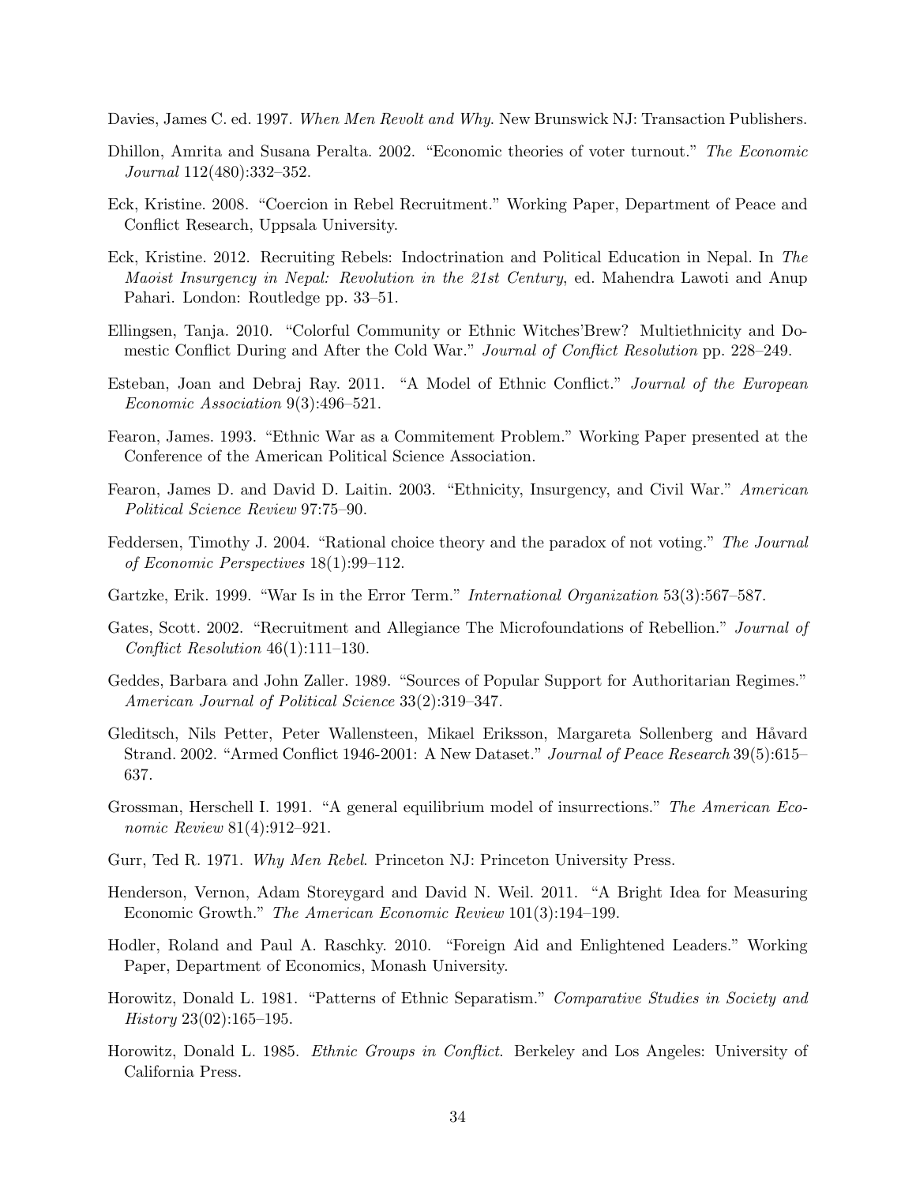Davies, James C. ed. 1997. *When Men Revolt and Why*. New Brunswick NJ: Transaction Publishers.

Dhillon, Amrita and Susana Peralta. 2002. "Economic theories of voter turnout." *The Economic Journal* 112(480):332–352.

Eck, Kristine. 2008. "Coercion in Rebel Recruitment." Working Paper, Department of Peace and Conflict Research, Uppsala University.

Eck, Kristine. 2012. Recruiting Rebels: Indoctrination and Political Education in Nepal. In *The Maoist Insurgency in Nepal: Revolution in the 21st Century*, ed. Mahendra Lawoti and Anup Pahari. London: Routledge pp. 33–51.

Ellingsen, Tanja. 2010. "Colorful Community or Ethnic Witches'Brew? Multiethnicity and Domestic Conflict During and After the Cold War." *Journal of Conflict Resolution* pp. 228–249.

Esteban, Joan and Debraj Ray. 2011. "A Model of Ethnic Conflict." *Journal of the European Economic Association* 9(3):496–521.

Fearon, James. 1993. "Ethnic War as a Commitement Problem." Working Paper presented at the Conference of the American Political Science Association.

Fearon, James D. and David D. Laitin. 2003. "Ethnicity, Insurgency, and Civil War." *American Political Science Review* 97:75–90.

Feddersen, Timothy J. 2004. "Rational choice theory and the paradox of not voting." *The Journal of Economic Perspectives* 18(1):99–112.

Gartzke, Erik. 1999. "War Is in the Error Term." *International Organization* 53(3):567–587.

Gates, Scott. 2002. "Recruitment and Allegiance The Microfoundations of Rebellion." *Journal of Conflict Resolution* 46(1):111–130.

Geddes, Barbara and John Zaller. 1989. "Sources of Popular Support for Authoritarian Regimes." *American Journal of Political Science* 33(2):319–347.

Gleditsch, Nils Petter, Peter Wallensteen, Mikael Eriksson, Margareta Sollenberg and Håvard Strand. 2002. "Armed Conflict 1946-2001: A New Dataset." *Journal of Peace Research* 39(5):615–637.

Grossman, Herschell I. 1991. "A general equilibrium model of insurrections." *The American Economic Review* 81(4):912–921.

Gurr, Ted R. 1971. *Why Men Rebel*. Princeton NJ: Princeton University Press.

Henderson, Vernon, Adam Storeygard and David N. Weil. 2011. "A Bright Idea for Measuring Economic Growth." *The American Economic Review* 101(3):194–199.

Hodler, Roland and Paul A. Raschky. 2010. "Foreign Aid and Enlightened Leaders." Working Paper, Department of Economics, Monash University.

Horowitz, Donald L. 1981. "Patterns of Ethnic Separatism." *Comparative Studies in Society and History* 23(02):165–195.

Horowitz, Donald L. 1985. *Ethnic Groups in Conflict*. Berkeley and Los Angeles: University of California Press.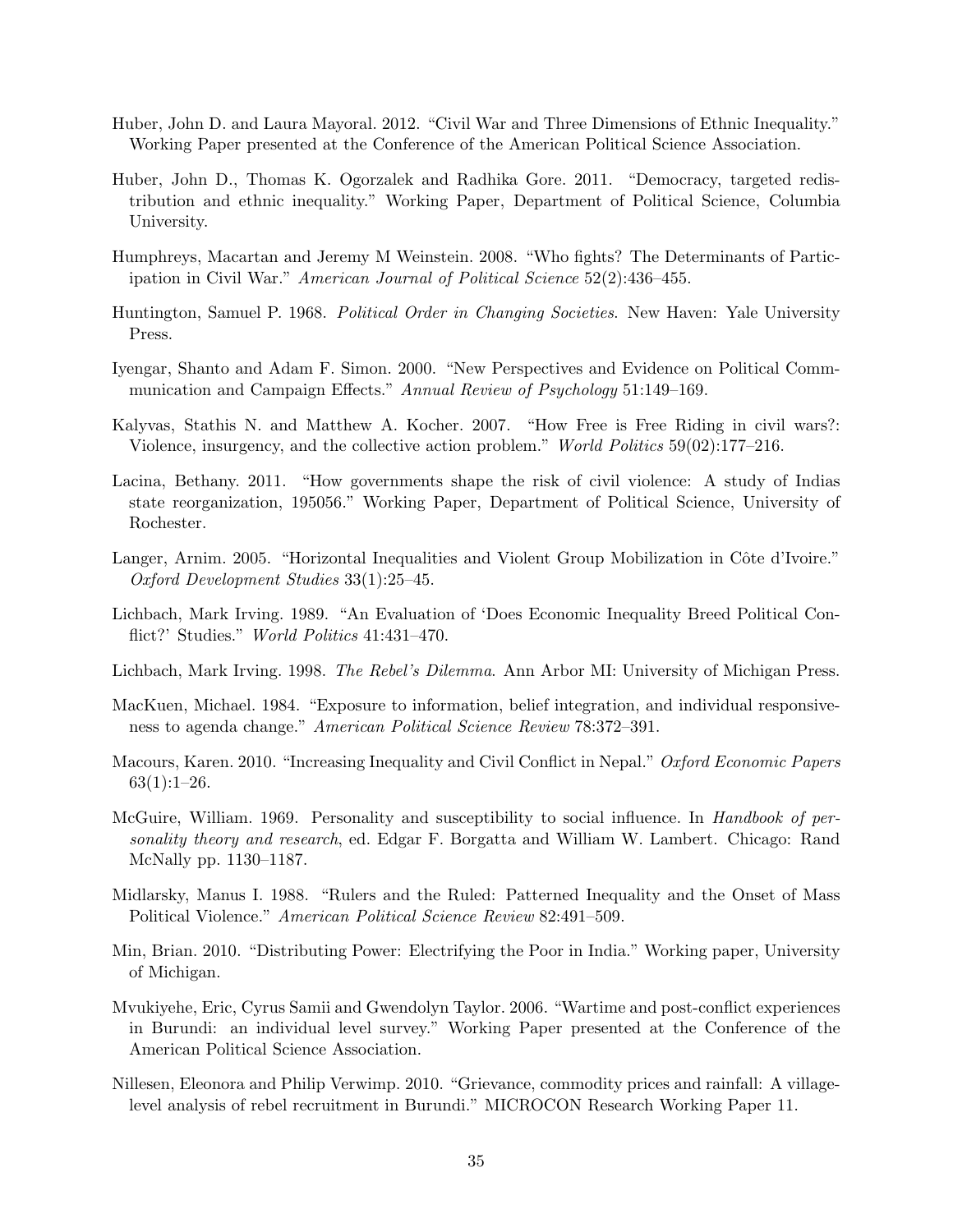Huber, John D. and Laura Mayoral. 2012. "Civil War and Three Dimensions of Ethnic Inequality." Working Paper presented at the Conference of the American Political Science Association.

Huber, John D., Thomas K. Ogorzalek and Radhika Gore. 2011. "Democracy, targeted redistribution and ethnic inequality." Working Paper, Department of Political Science, Columbia University.

Humphreys, Macartan and Jeremy M Weinstein. 2008. "Who fights? The Determinants of Participation in Civil War." *American Journal of Political Science* 52(2):436–455.

Huntington, Samuel P. 1968. *Political Order in Changing Societies*. New Haven: Yale University Press.

Iyengar, Shanto and Adam F. Simon. 2000. "New Perspectives and Evidence on Political Communication and Campaign Effects." *Annual Review of Psychology* 51:149–169.

Kalyvas, Stathis N. and Matthew A. Kocher. 2007. "How Free is Free Riding in civil wars?: Violence, insurgency, and the collective action problem." *World Politics* 59(02):177–216.

Lacina, Bethany. 2011. "How governments shape the risk of civil violence: A study of Indias state reorganization, 195056." Working Paper, Department of Political Science, University of Rochester.

Langer, Arnim. 2005. "Horizontal Inequalities and Violent Group Mobilization in Côte d'Ivoire." *Oxford Development Studies* 33(1):25–45.

Lichbach, Mark Irving. 1989. "An Evaluation of 'Does Economic Inequality Breed Political Conflict?' Studies." *World Politics* 41:431–470.

Lichbach, Mark Irving. 1998. *The Rebel's Dilemma*. Ann Arbor MI: University of Michigan Press.

MacKuen, Michael. 1984. "Exposure to information, belief integration, and individual responsiveness to agenda change." *American Political Science Review* 78:372–391.

Macours, Karen. 2010. "Increasing Inequality and Civil Conflict in Nepal." *Oxford Economic Papers* 63(1):1–26.

McGuire, William. 1969. Personality and susceptibility to social influence. In *Handbook of personality theory and research*, ed. Edgar F. Borgatta and William W. Lambert. Chicago: Rand McNally pp. 1130–1187.

Midlarsky, Manus I. 1988. "Rulers and the Ruled: Patterned Inequality and the Onset of Mass Political Violence." *American Political Science Review* 82:491–509.

Min, Brian. 2010. "Distributing Power: Electrifying the Poor in India." Working paper, University of Michigan.

Mvukiyehe, Eric, Cyrus Samii and Gwendolyn Taylor. 2006. "Wartime and post-conflict experiences in Burundi: an individual level survey." Working Paper presented at the Conference of the American Political Science Association.

Nillesen, Eleonora and Philip Verwimp. 2010. "Grievance, commodity prices and rainfall: A village-level analysis of rebel recruitment in Burundi." MICROCON Research Working Paper 11.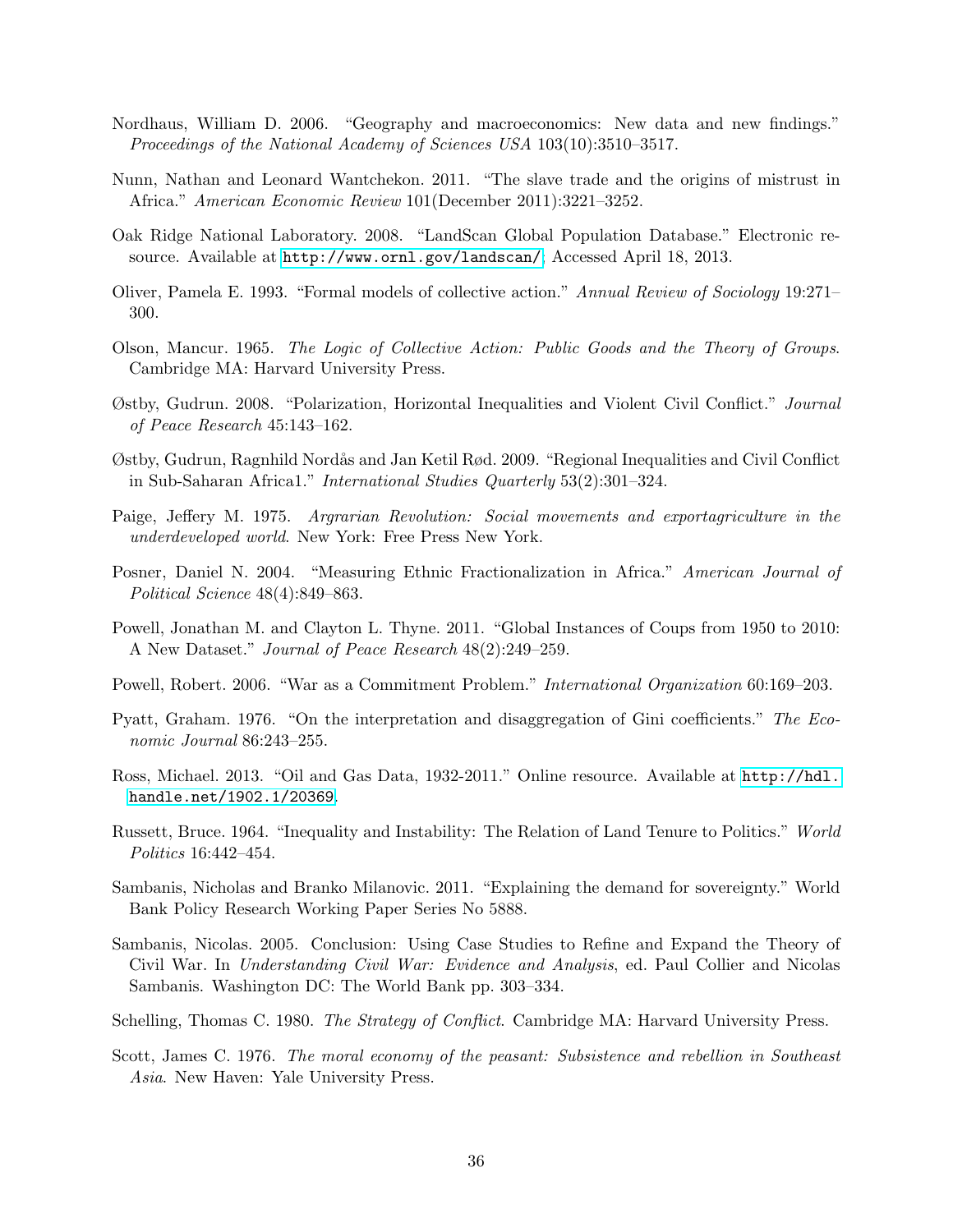Nordhaus, William D. 2006. "Geography and macroeconomics: New data and new findings." *Proceedings of the National Academy of Sciences USA* 103(10):3510–3517.

Nunn, Nathan and Leonard Wantchekon. 2011. "The slave trade and the origins of mistrust in Africa." *American Economic Review* 101(December 2011):3221–3252.

Oak Ridge National Laboratory. 2008. "LandScan Global Population Database." Electronic resource. Available at http://www.ornl.gov/landscan/; Accessed April 18, 2013.

Oliver, Pamela E. 1993. "Formal models of collective action." *Annual Review of Sociology* 19:271–300.

Olson, Mancur. 1965. *The Logic of Collective Action: Public Goods and the Theory of Groups*. Cambridge MA: Harvard University Press.

Østby, Gudrun. 2008. "Polarization, Horizontal Inequalities and Violent Civil Conflict." *Journal of Peace Research* 45:143–162.

Østby, Gudrun, Ragnhild Nordås and Jan Ketil Rød. 2009. "Regional Inequalities and Civil Conflict in Sub-Saharan Africa1." *International Studies Quarterly* 53(2):301–324.

Paige, Jeffery M. 1975. *Argrarian Revolution: Social movements and exportagriculture in the underdeveloped world*. New York: Free Press New York.

Posner, Daniel N. 2004. "Measuring Ethnic Fractionalization in Africa." *American Journal of Political Science* 48(4):849–863.

Powell, Jonathan M. and Clayton L. Thyne. 2011. "Global Instances of Coups from 1950 to 2010: A New Dataset." *Journal of Peace Research* 48(2):249–259.

Powell, Robert. 2006. "War as a Commitment Problem." *International Organization* 60:169–203.

Pyatt, Graham. 1976. "On the interpretation and disaggregation of Gini coefficients." *The Economic Journal* 86:243–255.

Ross, Michael. 2013. "Oil and Gas Data, 1932-2011." Online resource. Available at http://hdl.handle.net/1902.1/20369.

Russett, Bruce. 1964. "Inequality and Instability: The Relation of Land Tenure to Politics." *World Politics* 16:442–454.

Sambanis, Nicholas and Branko Milanovic. 2011. "Explaining the demand for sovereignty." World Bank Policy Research Working Paper Series No 5888.

Sambanis, Nicolas. 2005. Conclusion: Using Case Studies to Refine and Expand the Theory of Civil War. In *Understanding Civil War: Evidence and Analysis*, ed. Paul Collier and Nicolas Sambanis. Washington DC: The World Bank pp. 303–334.

Schelling, Thomas C. 1980. *The Strategy of Conflict*. Cambridge MA: Harvard University Press.

Scott, James C. 1976. *The moral economy of the peasant: Subsistence and rebellion in Southeast Asia*. New Haven: Yale University Press.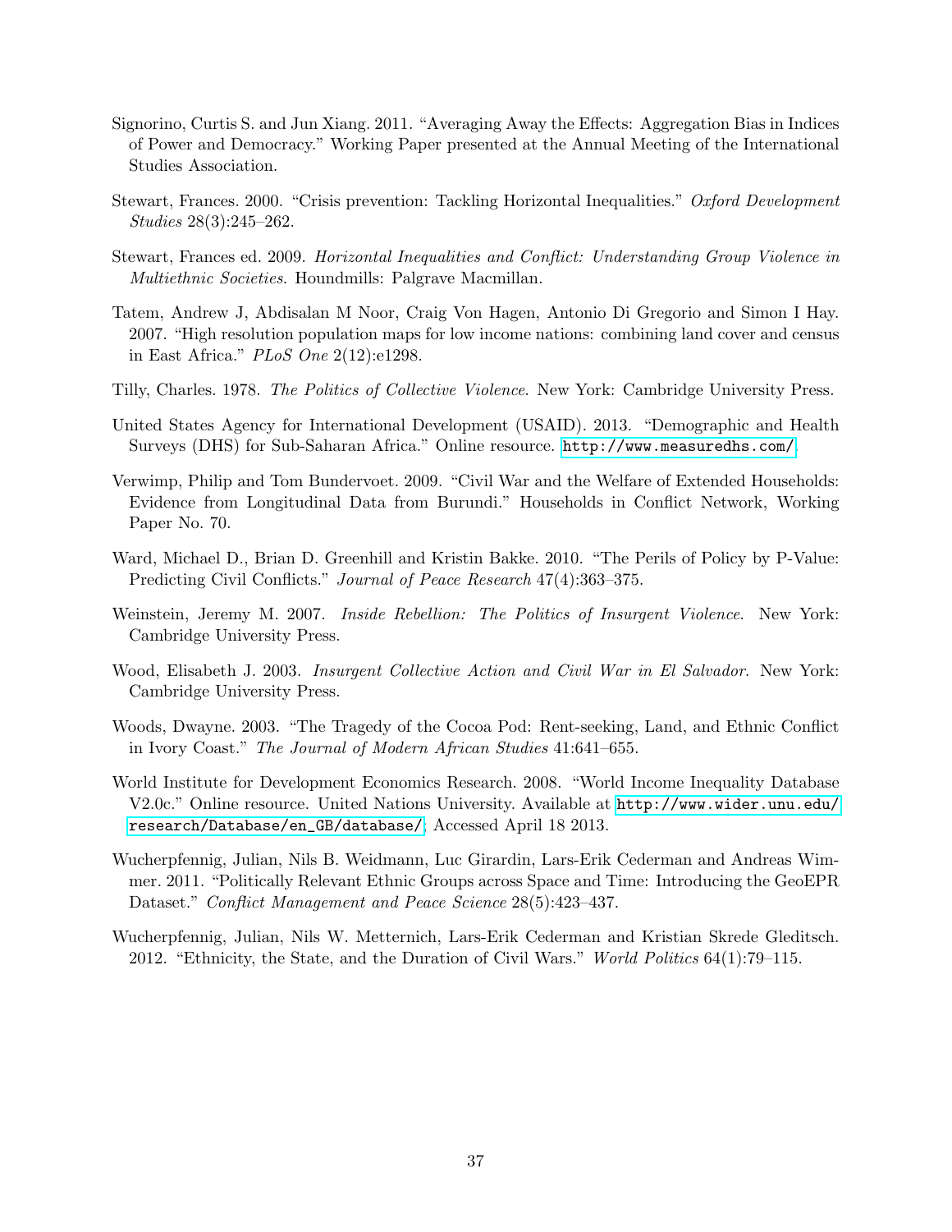Signorino, Curtis S. and Jun Xiang. 2011. "Averaging Away the Effects: Aggregation Bias in Indices of Power and Democracy." Working Paper presented at the Annual Meeting of the International Studies Association.

Stewart, Frances. 2000. "Crisis prevention: Tackling Horizontal Inequalities." *Oxford Development Studies* 28(3):245–262.

Stewart, Frances ed. 2009. *Horizontal Inequalities and Conflict: Understanding Group Violence in Multiethnic Societies*. Houndmills: Palgrave Macmillan.

Tatem, Andrew J, Abdisalan M Noor, Craig Von Hagen, Antonio Di Gregorio and Simon I Hay. 2007. "High resolution population maps for low income nations: combining land cover and census in East Africa." *PLoS One* 2(12):e1298.

Tilly, Charles. 1978. *The Politics of Collective Violence*. New York: Cambridge University Press.

United States Agency for International Development (USAID). 2013. "Demographic and Health Surveys (DHS) for Sub-Saharan Africa." Online resource. http://www.measuredhs.com/.

Verwimp, Philip and Tom Bundervoet. 2009. "Civil War and the Welfare of Extended Households: Evidence from Longitudinal Data from Burundi." Households in Conflict Network, Working Paper No. 70.

Ward, Michael D., Brian D. Greenhill and Kristin Bakke. 2010. "The Perils of Policy by P-Value: Predicting Civil Conflicts." *Journal of Peace Research* 47(4):363–375.

Weinstein, Jeremy M. 2007. *Inside Rebellion: The Politics of Insurgent Violence*. New York: Cambridge University Press.

Wood, Elisabeth J. 2003. *Insurgent Collective Action and Civil War in El Salvador*. New York: Cambridge University Press.

Woods, Dwayne. 2003. "The Tragedy of the Cocoa Pod: Rent-seeking, Land, and Ethnic Conflict in Ivory Coast." *The Journal of Modern African Studies* 41:641–655.

World Institute for Development Economics Research. 2008. "World Income Inequality Database V2.0c." Online resource. United Nations University. Available at http://www.wider.unu.edu/research/Database/en_GB/database/; Accessed April 18 2013.

Wucherpfennig, Julian, Nils B. Weidmann, Luc Girardin, Lars-Erik Cederman and Andreas Wimmer. 2011. "Politically Relevant Ethnic Groups across Space and Time: Introducing the GeoEPR Dataset." *Conflict Management and Peace Science* 28(5):423–437.

Wucherpfennig, Julian, Nils W. Metternich, Lars-Erik Cederman and Kristian Skrede Gleditsch. 2012. "Ethnicity, the State, and the Duration of Civil Wars." *World Politics* 64(1):79–115.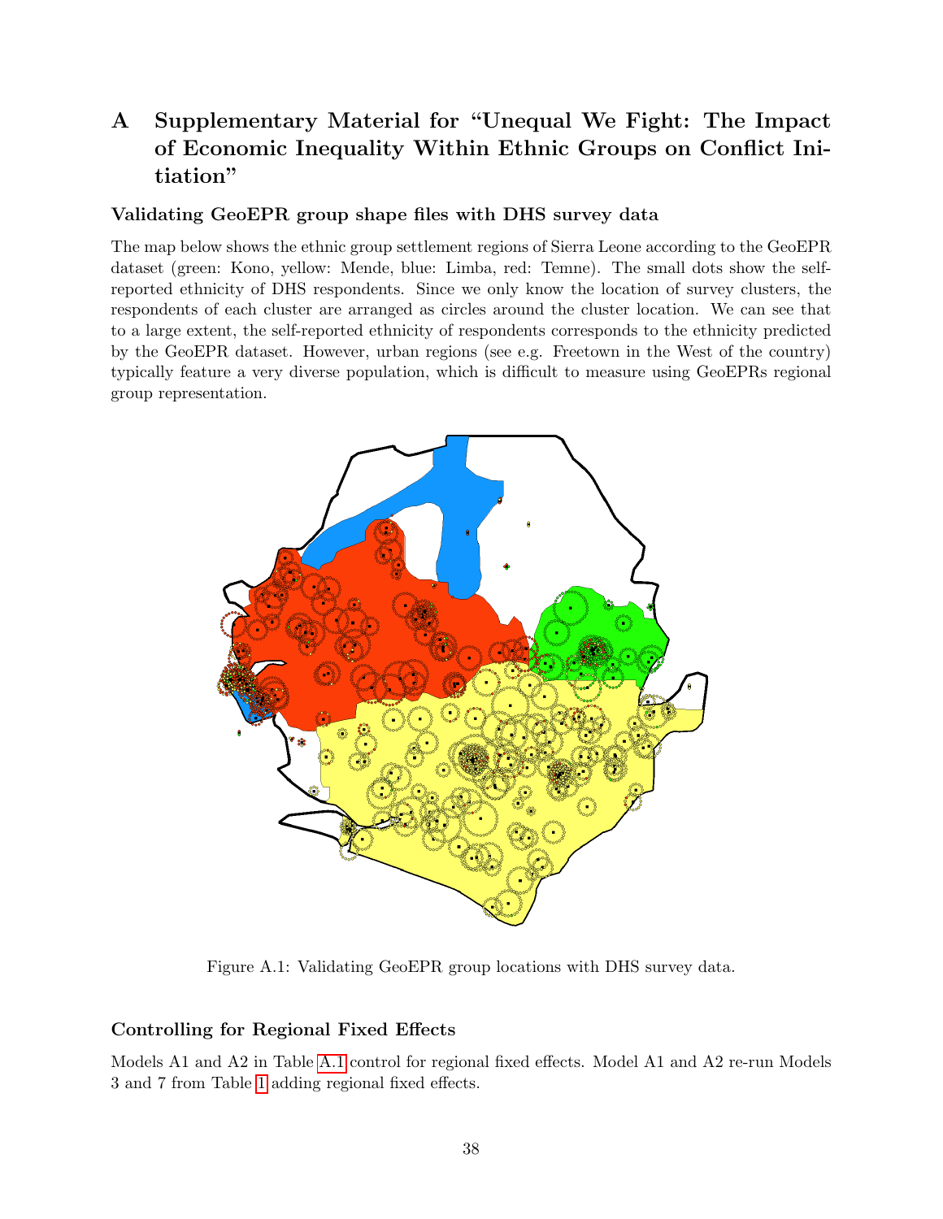# A Supplementary Material for "Unequal We Fight: The Impact of Economic Inequality Within Ethnic Groups on Conflict Initiation"

### Validating GeoEPR group shape files with DHS survey data

The map below shows the ethnic group settlement regions of Sierra Leone according to the GeoEPR dataset (green: Kono, yellow: Mende, blue: Limba, red: Temne). The small dots show the self-reported ethnicity of DHS respondents. Since we only know the location of survey clusters, the respondents of each cluster are arranged as circles around the cluster location. We can see that to a large extent, the self-reported ethnicity of respondents corresponds to the ethnicity predicted by the GeoEPR dataset. However, urban regions (see e.g. Freetown in the West of the country) typically feature a very diverse population, which is difficult to measure using GeoEPRs regional group representation.

Figure A.1: Validating GeoEPR group locations with DHS survey data.

### Controlling for Regional Fixed Effects

Models A1 and A2 in Table A.1 control for regional fixed effects. Model A1 and A2 re-run Models 3 and 7 from Table 1 adding regional fixed effects.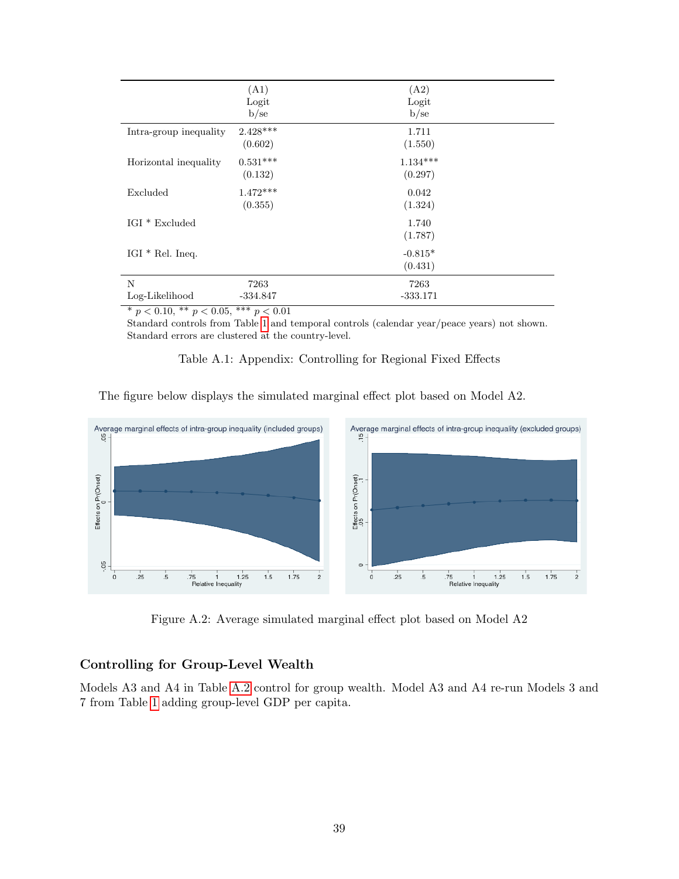| | (A1) Logit b/se | (A2) Logit b/se |
|---|---|---|
| Intra-group inequality | 2.428*** | 1.711 |
| | (0.602) | (1.550) |
| Horizontal inequality | 0.531*** | 1.134*** |
| | (0.132) | (0.297) |
| Excluded | 1.472*** | 0.042 |
| | (0.355) | (1.324) |
| IGI * Excluded | | 1.740 |
| | | (1.787) |
| IGI * Rel. Ineq. | | -0.815* |
| | | (0.431) |
| N | 7263 | 7263 |
| Log-Likelihood | -334.847 | -333.171 |

* $p < 0.10$, ** $p < 0.05$, *** $p < 0.01$
Standard controls from Table 1 and temporal controls (calendar year/peace years) not shown.
Standard errors are clustered at the country-level.

Table A.1: Appendix: Controlling for Regional Fixed Effects

The figure below displays the simulated marginal effect plot based on Model A2.

Figure A.2: Average simulated marginal effect plot based on Model A2

### Controlling for Group-Level Wealth

Models A3 and A4 in Table A.2 control for group wealth. Model A3 and A4 re-run Models 3 and 7 from Table 1 adding group-level GDP per capita.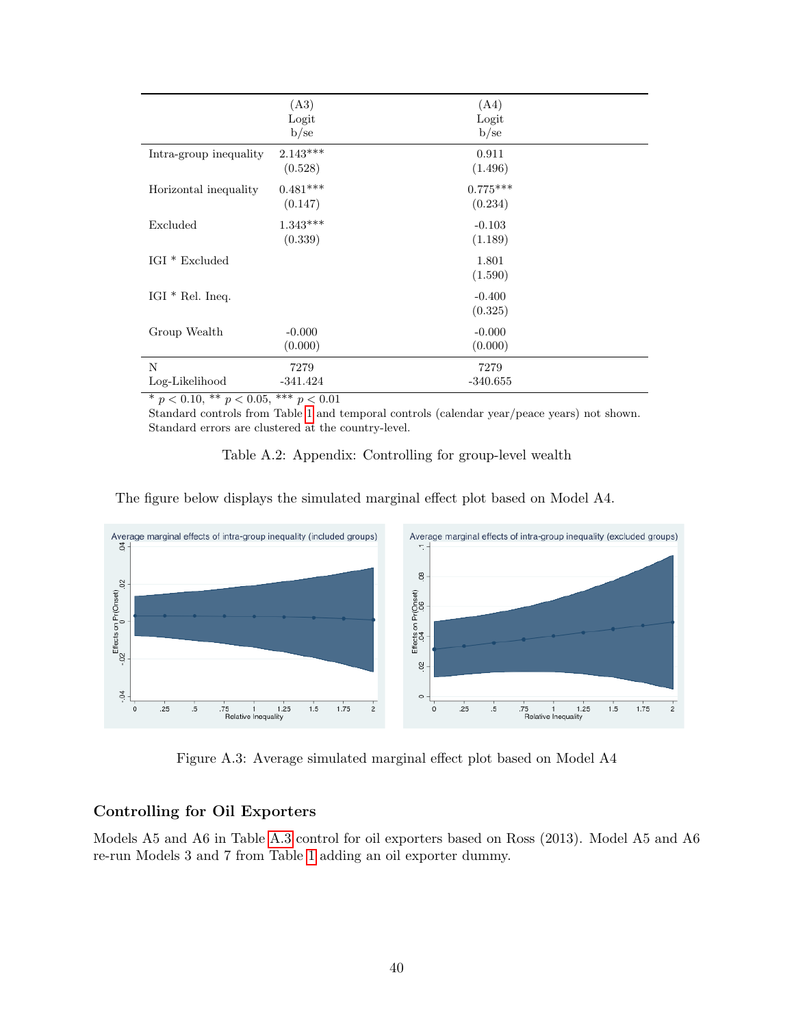| | (A3) Logit b/se | (A4) Logit b/se |
|---|---|---|
| Intra-group inequality | 2.143*** | 0.911 |
| | (0.528) | (1.496) |
| Horizontal inequality | 0.481*** | 0.775*** |
| | (0.147) | (0.234) |
| Excluded | 1.343*** | -0.103 |
| | (0.339) | (1.189) |
| IGI * Excluded | | 1.801 |
| | | (1.590) |
| IGI * Rel. Ineq. | | -0.400 |
| | | (0.325) |
| Group Wealth | -0.000 | -0.000 |
| | (0.000) | (0.000) |
| N | 7279 | 7279 |
| Log-Likelihood | -341.424 | -340.655 |

* $p < 0.10$, ** $p < 0.05$, *** $p < 0.01$
Standard controls from Table 1 and temporal controls (calendar year/peace years) not shown.
Standard errors are clustered at the country-level.

Table A.2: Appendix: Controlling for group-level wealth

The figure below displays the simulated marginal effect plot based on Model A4.

Figure A.3: Average simulated marginal effect plot based on Model A4

### Controlling for Oil Exporters

Models A5 and A6 in Table A.3 control for oil exporters based on Ross (2013). Model A5 and A6 re-run Models 3 and 7 from Table 1 adding an oil exporter dummy.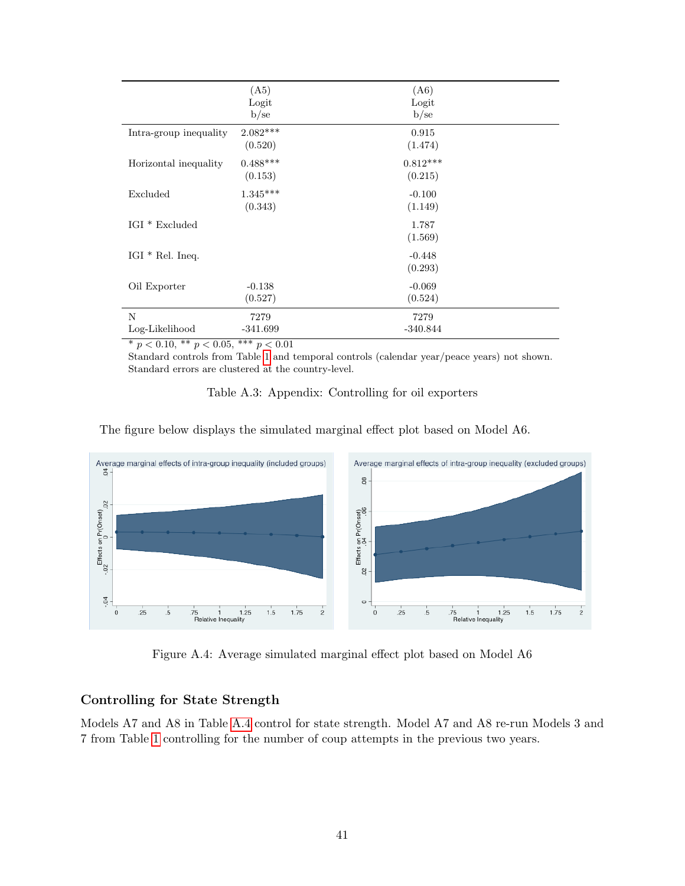| | (A5) Logit b/se | (A6) Logit b/se |
|---|---|---|
| Intra-group inequality | 2.082*** | 0.915 |
| | (0.520) | (1.474) |
| Horizontal inequality | 0.488*** | 0.812*** |
| | (0.153) | (0.215) |
| Excluded | 1.345*** | -0.100 |
| | (0.343) | (1.149) |
| IGI * Excluded | | 1.787 |
| | | (1.569) |
| IGI * Rel. Ineq. | | -0.448 |
| | | (0.293) |
| Oil Exporter | -0.138 | -0.069 |
| | (0.527) | (0.524) |
| N | 7279 | 7279 |
| Log-Likelihood | -341.699 | -340.844 |

\* $p < 0.10$, ** $p < 0.05$, *** $p < 0.01$
Standard controls from Table 1 and temporal controls (calendar year/peace years) not shown. Standard errors are clustered at the country-level.

Table A.3: Appendix: Controlling for oil exporters

The figure below displays the simulated marginal effect plot based on Model A6.

Figure A.4: Average simulated marginal effect plot based on Model A6

### Controlling for State Strength

Models A7 and A8 in Table A.4 control for state strength. Model A7 and A8 re-run Models 3 and 7 from Table 1 controlling for the number of coup attempts in the previous two years.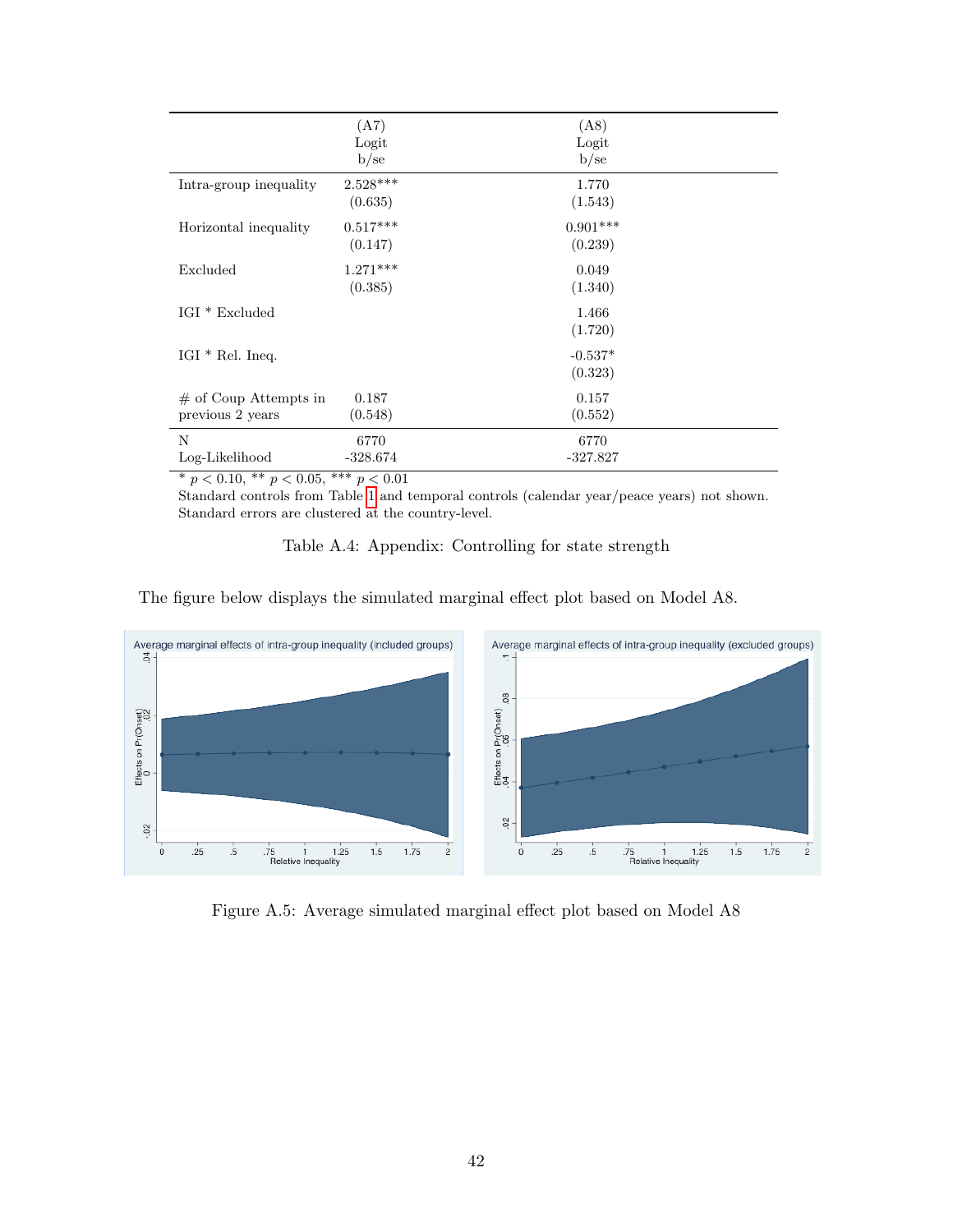| | (A7) Logit b/se | (A8) Logit b/se |
|---|---|---|
| Intra-group inequality | 2.528*** | 1.770 |
| | (0.635) | (1.543) |
| Horizontal inequality | 0.517*** | 0.901*** |
| | (0.147) | (0.239) |
| Excluded | 1.271*** | 0.049 |
| | (0.385) | (1.340) |
| IGI * Excluded | | 1.466 |
| | | (1.720) |
| IGI * Rel. Ineq. | | -0.537* |
| | | (0.323) |
| # of Coup Attempts in previous 2 years | 0.187 | 0.157 |
| | (0.548) | (0.552) |
| N | 6770 | 6770 |
| Log-Likelihood | -328.674 | -327.827 |

* $p < 0.10$, ** $p < 0.05$, *** $p < 0.01$
Standard controls from Table 1 and temporal controls (calendar year/peace years) not shown.
Standard errors are clustered at the country-level.

Table A.4: Appendix: Controlling for state strength

The figure below displays the simulated marginal effect plot based on Model A8.

Average marginal effects of intra-group inequality (included groups)

Effects on Pr(Onset)

.04
.02
0
-.02

0 .25 .5 .75 1 1.25 1.5 1.75 2

Relative Inequality

Average marginal effects of intra-group inequality (excluded groups)

Effects on Pr(Onset)

.1
.08
.06
.04
.02

0 .25 .5 .75 1 1.25 1.5 1.75 2

Relative Inequality

Figure A.5: Average simulated marginal effect plot based on Model A8